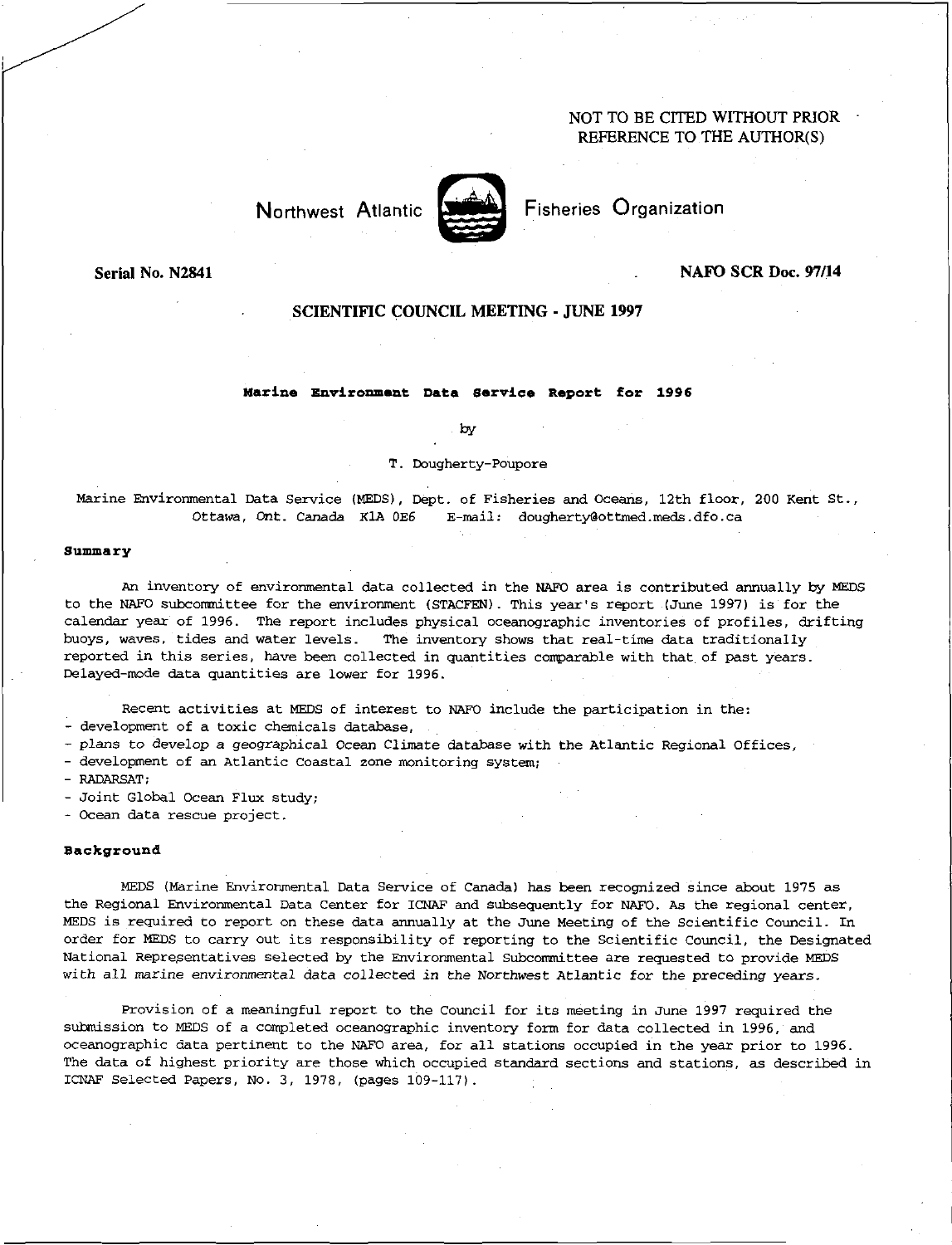NOT TO BE CITED WITHOUT PRIOR REFERENCE TO THE AUTHOR(S)

Northwest Atlantic Fisheries Organization

Serial No. N2841

NAFO SCR Doc. 97/14

**SCIENTIFIC COUNCIL MEETING - JUNE 1997**

# Marine Environment Data Service Report for 1996

by

T. Dougherty-Poupore

Marine Environmental Data Service (MEDS), Dept. of Fisheries and Oceans, 12th floor, 200 Kent St., Ottawa, Ont. Canada K1A 0E6 E-mail: dougherty@ottmed.meds.dfo.ca

## Summary

An inventory of environmental data collected in the NAFO area is contributed annually by MEDS to the NAFO subcommittee for the environment (STACFEN). This year's report (June 1997) is for the calendar year of 1996. The report includes physical oceanographic inventories of profiles, drifting buoys, waves, tides and water levels. The inventory shows that real-time data traditionally reported in this series, have been collected in quantities comparable with that of past years. Delayed-mode data quantities are lower for 1996.

Recent activities at MEDS of interest to NAFO include the participation in the:

- development of a toxic chemicals database,
- plans to develop a geographical Ocean Climate database with the Atlantic Regional Offices,
- development of an Atlantic Coastal zone monitoring system;
- RADARSAT;
- Joint Global Ocean Flux study;
- Ocean data rescue project.

## Background

MEDS (Marine Environmental Data Service of Canada) has been recognized since about 1975 as the Regional Environmental Data Center for ICNAF and subsequently for NAFO. As the regional center, MEDS is required to report on these data annually at the June Meeting of the Scientific Council. In order for MEDS to carry out its responsibility of reporting to the Scientific Council, the Designated National Representatives selected by the Environmental Subcommittee are requested to provide MEDS with *all marine environmental data collected in the Northwest Atlantic for the preceding years.*

Provision of a meaningful report to the Council for its meeting in June 1997 required the submission to MEDS of a completed oceanographic inventory form for data collected in 1996, and oceanographic data pertinent to the NAFO area, for all stations occupied in the year prior to 1996. The data of highest priority are those which occupied standard sections and stations, as described in ICNAF Selected Papers, No. 3, 1978, (pages 109-117).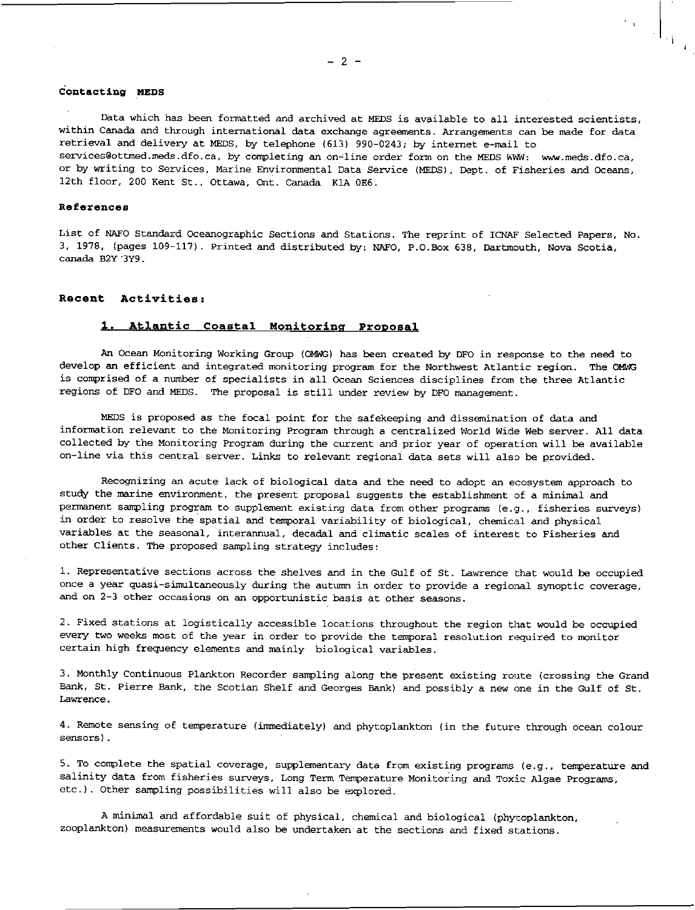### Contacting MEDS

Data which has been formatted and archived at MEDS is available to all interested scientists, within Canada and through international data exchange agreements. Arrangements can be made for data retrieval and delivery at MEDS, by telephone (613) 990-0243; by internet e-mail to services@ottmed.meds.dfo.ca, by completing an on-line order form on the MEDS WWW: www.meds.dfo.ca, or by writing to Services, Marine Environmental Data Service (MEDS), Dept. of Fisheries and Oceans, 12th floor, 200 Kent St., Ottawa, Ont. Canada K1A 0E6.

### References

List of NAFO Standard Oceanographic Sections and Stations. The reprint of ICNAF Selected Papers, No. 3, 1978, (pages 109-117). Printed and distributed by: NAFO, P.O.Box 638, Dartmouth, Nova Scotia, canada B2Y 3Y9.

## Recent Activities:

### 1. Atlantic Coastal Monitoring Proposal

An Ocean Monitoring Working Group (OMWG) has been created by DFO in response to the need to develop an efficient and integrated monitoring program for the Northwest Atlantic region. The OMWG is comprised of a number of specialists in all Ocean Sciences disciplines from the three Atlantic regions of DFO and MEDS. The proposal is still under review by DFO management.

MEDS is proposed as the focal point for the safekeeping and dissemination of data and information relevant to the Monitoring Program through a centralized World Wide Web server. All data collected by the Monitoring Program during the current and prior year of operation will be available on-line via this central server. Links to relevant regional data sets will also be provided.

Recognizing an acute lack of biological data and the need to adopt an ecosystem approach to study the marine environment, the present proposal suggests the establishment of a minimal and permanent sampling program to supplement existing data from other programs (e.g., fisheries surveys) in order to resolve the spatial and temporal variability of biological, chemical and physical variables at the seasonal, interannual, decadal and climatic scales of interest to Fisheries and other Clients. The proposed sampling strategy includes:

1. Representative sections across the shelves and in the Gulf of St. Lawrence that would be occupied once a year quasi-simultaneously during the autumn in order to provide a regional synoptic coverage, and on 2-3 other occasions on an opportunistic basis at other seasons.

2. Fixed stations at logistically accessible locations throughout the region that would be occupied every two weeks most of the year in order to provide the temporal resolution required to monitor certain high frequency elements and mainly biological variables.

3. Monthly Continuous Plankton Recorder sampling along the present existing route (crossing the Grand Bank, St. Pierre Bank, the Scotian Shelf and Georges Bank) and possibly a new one in the Gulf of St. Lawrence.

4. Remote sensing of temperature (immediately) and phytoplankton (in the future through ocean colour sensors).

5. To complete the spatial coverage, supplementary data from existing programs (e.g., temperature and salinity data from fisheries surveys, Long Term Temperature Monitoring and Toxic Algae Programs, etc.). Other sampling possibilities will also be explored.

A minimal and affordable suit of physical, chemical and biological (phytoplankton, zooplankton) measurements would also be undertaken at the sections and fixed stations.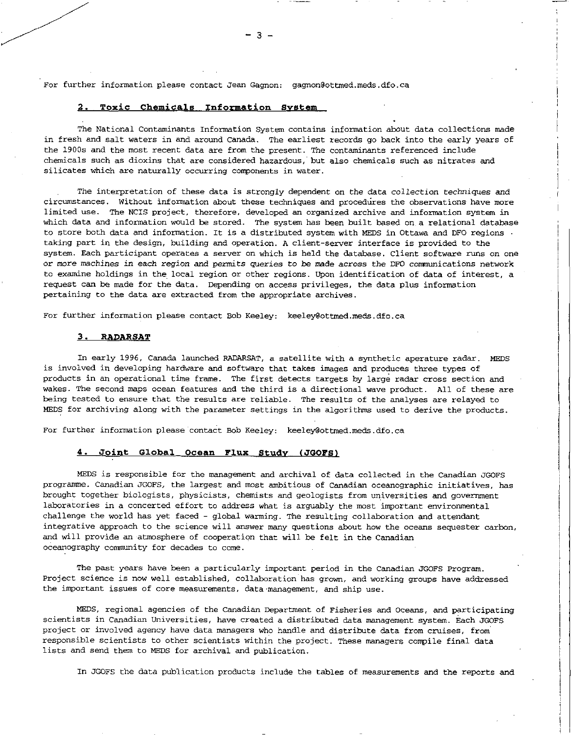For further information please contact Jean Gagnon: gagnon@ottmed.meds.dfo.ca

## 2. Toxic Chemicals Information System

The National Contaminants Information System contains information about data collections made in fresh and salt waters in and around Canada. The earliest records go back into the early years of the 1900s and the most recent data are from the present. The contaminants referenced include chemicals such as dioxins that are considered hazardous, but also chemicals such as nitrates and silicates which are naturally occurring components in water.

The interpretation of these data is strongly dependent on the data collection techniques and circumstances. Without information about these techniques and procedures the observations have more limited use. The NCIS project, therefore, developed an organized archive and information system in which data and information would be stored. The system has been built based on a relational database to store both data and information. It is a distributed system with MEDS in Ottawa and DFO regions taking part in the design, building and operation. A client-server interface is provided to the system. Each participant operates a server on which is held the database. Client software runs on one or more machines in each region and permits queries to be made across the DFO communications network to examine holdings in the local region or other regions. Upon identification of data of interest, a request can be made for the data. Depending on access privileges, the data plus information pertaining to the data are extracted from the appropriate archives.

For further information please contact Bob Keeley: keeley@ottmed.meds.dfo.ca

## 3. RADARSAT

In early 1996, Canada launched RADARSAT, a satellite with a synthetic aperature radar. MEDS is involved in developing hardware and software that takes images and produces three types of products in an operational time frame. The first detects targets by large radar cross section and wakes. The second maps ocean features and the third is a directional wave product. All of these are being tested to ensure that the results are reliable. The results of the analyses are relayed to MEDS for archiving along with the parameter settings in the algorithms used to derive the products.

For further information please contact Bob Keeley: keeley@ottmed.meds.dfo.ca

## 4. Joint Global Ocean Flux Study (JGOFS)

MEDS is responsible for the management and archival of data collected in the Canadian JGOFS programme. Canadian JGOFS, the largest and most ambitious of Canadian oceanographic initiatives, has brought together biologists, physicists, chemists and geologists from universities and government laboratories in a concerted effort to address what is arguably the most important environmental challenge the world has yet faced - global warming. The resulting collaboration and attendant integrative approach to the science will answer many questions about how the oceans sequester carbon, and will provide an atmosphere of cooperation that will be felt in the Canadian oceanography community for decades to come.

The past years have been a particularly important period in the Canadian JGOFS Program. Project science is now well established, collaboration has grown, and working groups have addressed the important issues of core measurements, data management, and ship use.

MEDS, regional agencies of the Canadian Department of Fisheries and Oceans, and participating scientists in Canadian Universities, have created a distributed data management system. Each JGOFS project or involved agency have data managers who handle and distribute data from cruises, from responsible scientists to other scientists within the project. These managers compile final data lists and send them to MEDS for archival and publication.

In JGOFS the data publication products include the tables of measurements and the reports and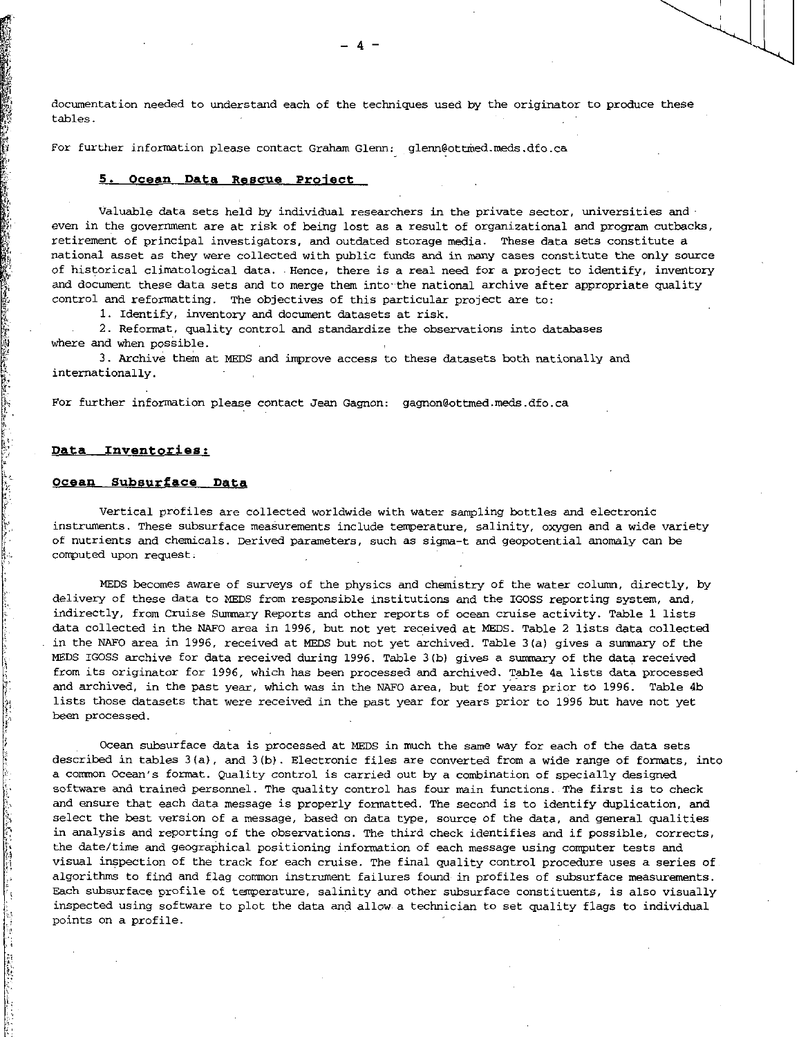documentation needed to understand each of the techniques used by the originator to produce these tables.

For further information please contact Graham Glenn: glenn@ottmed.meds.dfo.ca

### 5. Ocean Data Rescue Project

Valuable data sets held by individual researchers in the private sector, universities and even in the government are at risk of being lost as a result of organizational and program cutbacks, retirement of principal investigators, and outdated storage media. These data sets constitute a national asset as they were collected with public funds and in many cases constitute the only source of historical climatological data. Hence, there is a real need for a project to identify, inventory and document these data sets and to merge them into the national archive after appropriate quality control and reformatting. The objectives of this particular project are to:

1. Identify, inventory and document datasets at risk.
2. Reformat, quality control and standardize the observations into databases where and when possible.
3. Archive them at MEDS and improve access to these datasets both nationally and internationally.

For further information please contact Jean Gagnon: gagnon@ottmed.meds.dfo.ca

## Data Inventories:

### Ocean Subsurface Data

Vertical profiles are collected worldwide with water sampling bottles and electronic instruments. These subsurface measurements include temperature, salinity, oxygen and a wide variety of nutrients and chemicals. Derived parameters, such as sigma-t and geopotential anomaly can be computed upon request.

MEDS becomes aware of surveys of the physics and chemistry of the water column, directly, by delivery of these data to MEDS from responsible institutions and the IGOSS reporting system, and, indirectly, from Cruise Summary Reports and other reports of ocean cruise activity. Table 1 lists data collected in the NAFO area in 1996, but not yet received at MEDS. Table 2 lists data collected in the NAFO area in 1996, received at MEDS but not yet archived. Table 3(a) gives a summary of the MEDS IGOSS archive for data received during 1996. Table 3(b) gives a summary of the data received from its originator for 1996, which has been processed and archived. Table 4a lists data processed and archived, in the past year, which was in the NAFO area, but for years prior to 1996. Table 4b lists those datasets that were received in the past year for years prior to 1996 but have not yet been processed.

Ocean subsurface data is processed at MEDS in much the same way for each of the data sets described in tables 3(a), and 3(b). Electronic files are converted from a wide range of formats, into a common Ocean's format. Quality control is carried out by a combination of specially designed software and trained personnel. The quality control has four main functions. The first is to check and ensure that each data message is properly formatted. The second is to identify duplication, and select the best version of a message, based on data type, source of the data, and general qualities in analysis and reporting of the observations. The third check identifies and if possible, corrects, the date/time and geographical positioning information of each message using computer tests and visual inspection of the track for each cruise. The final quality control procedure uses a series of algorithms to find and flag common instrument failures found in profiles of subsurface measurements. Each subsurface profile of temperature, salinity and other subsurface constituents, is also visually inspected using software to plot the data and allow a technician to set quality flags to individual points on a profile.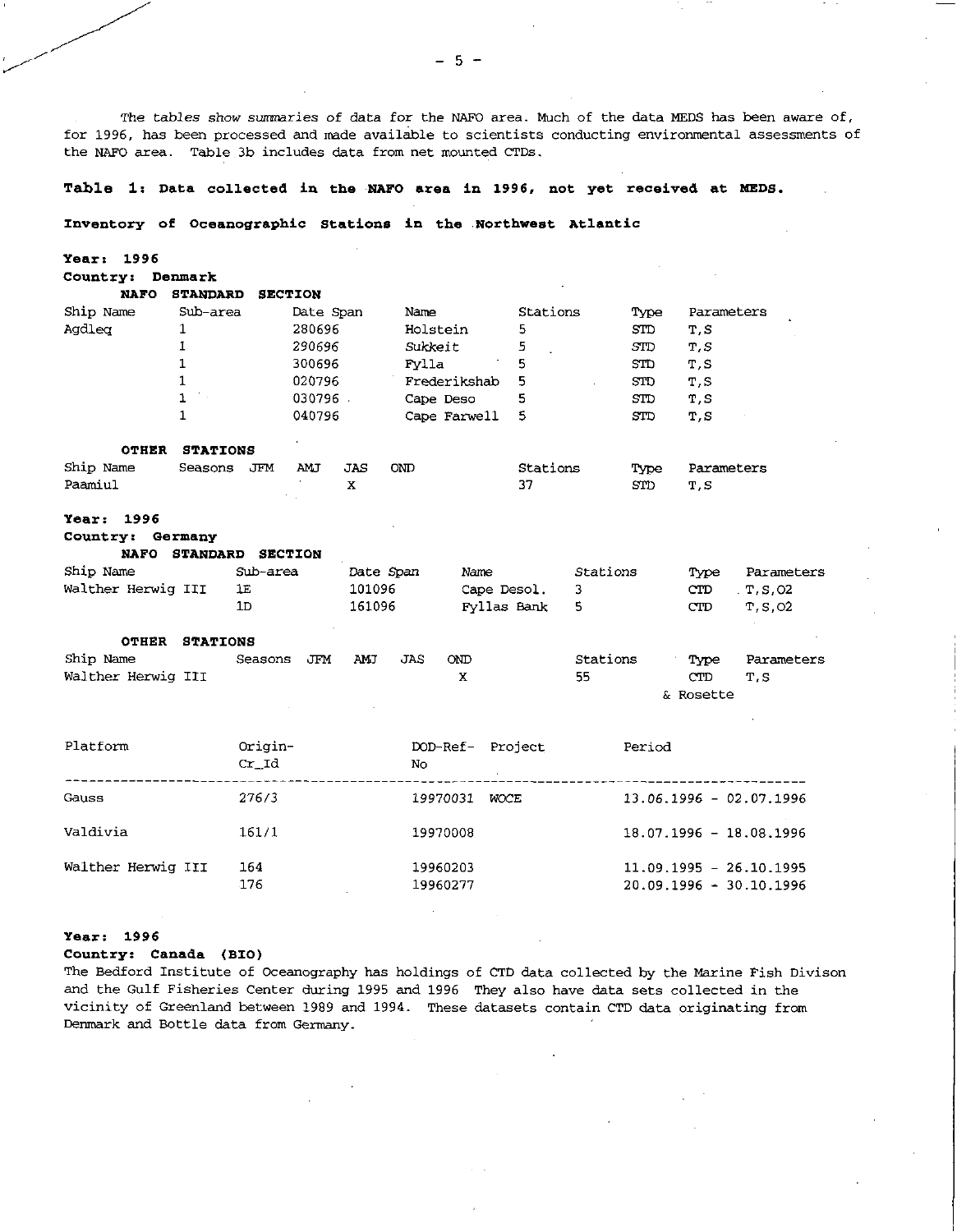The tables show summaries of data for the NAFO area. Much of the data MEDS has been aware of, for 1996, has been processed and made available to scientists conducting environmental assessments of the NAFO area. Table 3b includes data from net mounted CTDs.

**Table 1: Data collected in the NAFO area in 1996, not yet received at MEDS.**

**Inventory of Oceanographic Stations in the Northwest Atlantic**

**Year: 1996**
**Country: Denmark**

**NAFO STANDARD SECTION**

| Ship Name | Sub-area | Date Span | Name | Stations | Type | Parameters |
|---|---|---|---|---|---|---|
| Agdleq | 1 | 280696 | Holstein | 5 | STD | T,S |
| | 1 | 290696 | Sukkeit | 5 | STD | T,S |
| | 1 | 300696 | Fylla | 5 | STD | T,S |
| | 1 | 020796 | Frederikshab | 5 | STD | T,S |
| | 1 | 030796 | Cape Deso | 5 | STD | T,S |
| | 1 | 040796 | Cape Farwell | 5 | STD | T,S |

**OTHER STATIONS**

| Ship Name | Seasons | JFM | AMJ | JAS | OND | Stations | Type | Parameters |
|---|---|---|---|---|---|---|---|---|
| Paamiul | | | | X | | 37 | STD | T,S |

**Year: 1996**
**Country: Germany**

**NAFO STANDARD SECTION**

| Ship Name | Sub-area | Date Span | Name | Stations | Type | Parameters |
|---|---|---|---|---|---|---|
| Walther Herwig III | 1E | 101096 | Cape Desol. | 3 | CTD | T,S,O2 |
| | 1D | 161096 | Fyllas Bank | 5 | CTD | T,S,O2 |

**OTHER STATIONS**

| Ship Name | Seasons | JFM | AMJ | JAS | OND | Stations | Type | Parameters |
|---|---|---|---|---|---|---|---|---|
| Walther Herwig III | | | | | X | 55 | CTD & Rosette | T,S |

| Platform | Origin-Cr_Id | DOD-Ref-No | Project | Period |
|---|---|---|---|---|
| Gauss | 276/3 | 19970031 | WOCE | 13.06.1996 - 02.07.1996 |
| Valdivia | 161/1 | 19970008 | | 18.07.1996 - 18.08.1996 |
| Walther Herwig III | 164 | 19960203 | | 11.09.1995 - 26.10.1995 |
| | 176 | 19960277 | | 20.09.1996 - 30.10.1996 |

**Year: 1996**
**Country: Canada (BIO)**

The Bedford Institute of Oceanography has holdings of CTD data collected by the Marine Fish Divison and the Gulf Fisheries Center during 1995 and 1996 They also have data sets collected in the vicinity of Greenland between 1989 and 1994. These datasets contain CTD data originating from Denmark and Bottle data from Germany.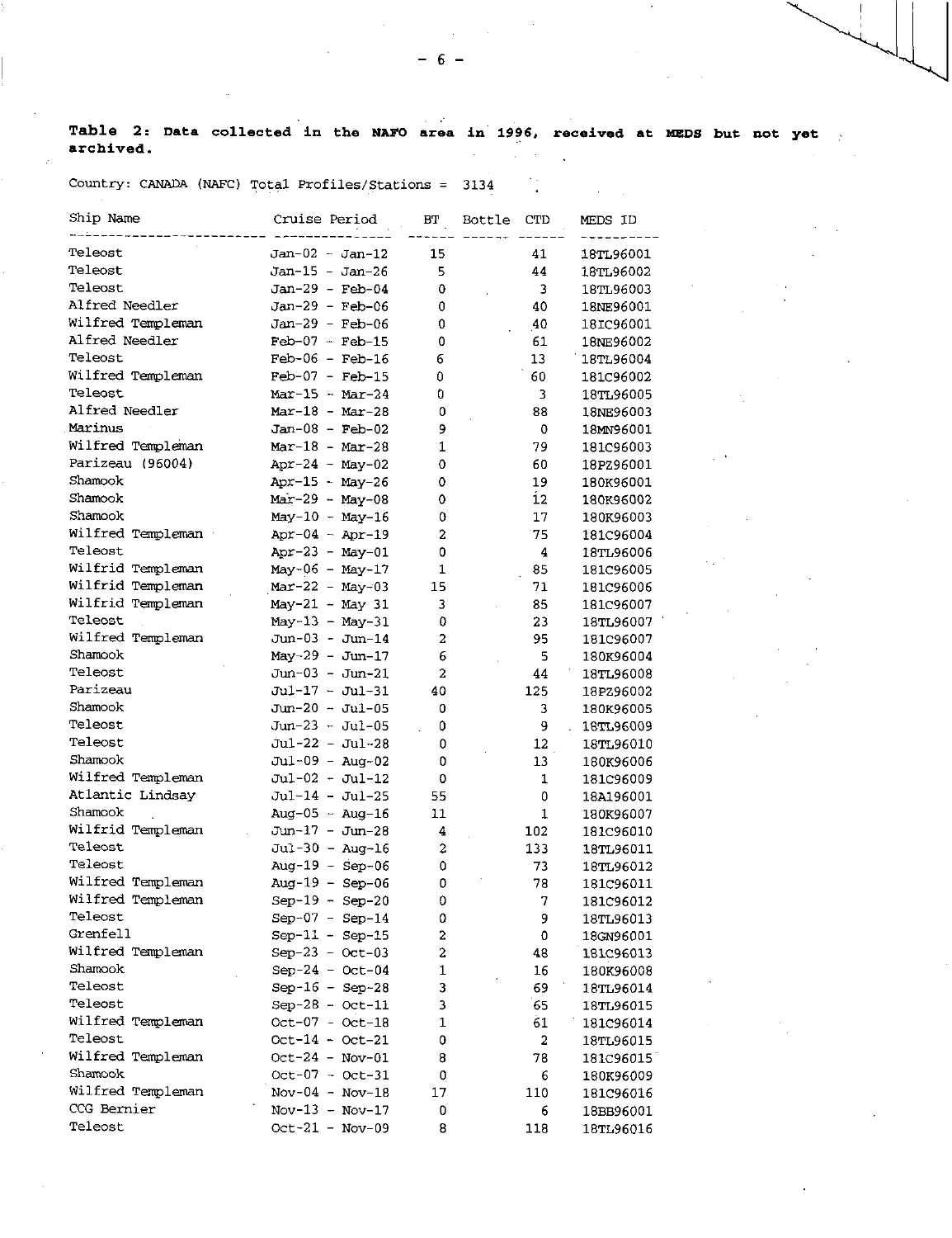**Table 2: Data collected in the NAFO area in 1996, received at MEDS but not yet archived.**

Country: CANADA (NAFC) Total Profiles/Stations = 3134

| Ship Name | Cruise Period | BT | Bottle | CTD | MEDS ID |
|---|---|---|---|---|---|
| Teleost | Jan-02 - Jan-12 | 15 | | 41 | 18TL96001 |
| Teleost | Jan-15 - Jan-26 | 5 | | 44 | 18TL96002 |
| Teleost | Jan-29 - Feb-04 | 0 | | 3 | 18TL96003 |
| Alfred Needler | Jan-29 - Feb-06 | 0 | | 40 | 18NE96001 |
| Wilfred Templeman | Jan-29 - Feb-06 | 0 | | 40 | 18IC96001 |
| Alfred Needler | Feb-07 - Feb-15 | 0 | | 61 | 18NE96002 |
| Teleost | Feb-06 - Feb-16 | 6 | | 13 | 18TL96004 |
| Wilfred Templeman | Feb-07 - Feb-15 | 0 | | 60 | 18IC96002 |
| Teleost | Mar-15 - Mar-24 | 0 | | 3 | 18TL96005 |
| Alfred Needler | Mar-18 - Mar-28 | 0 | | 88 | 18NE96003 |
| Marinus | Jan-08 - Feb-02 | 9 | | 0 | 18MN96001 |
| Wilfred Templeman | Mar-18 - Mar-28 | 1 | | 79 | 18IC96003 |
| Parizeau (96004) | Apr-24 - May-02 | 0 | | 60 | 18PZ96001 |
| Shamook | Apr-15 - May-26 | 0 | | 19 | 18OK96001 |
| Shamook | Mar-29 - May-08 | 0 | | 12 | 18OK96002 |
| Shamook | May-10 - May-16 | 0 | | 17 | 18OK96003 |
| Wilfred Templeman | Apr-04 - Apr-19 | 2 | | 75 | 18IC96004 |
| Teleost | Apr-23 - May-01 | 0 | | 4 | 18TL96006 |
| Wilfrid Templeman | May-06 - May-17 | 1 | | 85 | 18IC96005 |
| Wilfrid Templeman | Mar-22 - May-03 | 15 | | 71 | 18IC96006 |
| Wilfrid Templeman | May-21 - May 31 | 3 | | 85 | 18IC96007 |
| Teleost | May-13 - May-31 | 0 | | 23 | 18TL96007 |
| Wilfred Templeman | Jun-03 - Jun-14 | 2 | | 95 | 18IC96007 |
| Shamook | May-29 - Jun-17 | 6 | | 5 | 18OK96004 |
| Teleost | Jun-03 - Jun-21 | 2 | | 44 | 18TL96008 |
| Parizeau | Jul-17 - Jul-31 | 40 | | 125 | 18PZ96002 |
| Shamook | Jun-20 - Jul-05 | 0 | | 3 | 18OK96005 |
| Teleost | Jun-23 - Jul-05 | 0 | | 9 | 18TL96009 |
| Teleost | Jul-22 - Jul-28 | 0 | | 12 | 18TL96010 |
| Shamook | Jul-09 - Aug-02 | 0 | | 13 | 18OK96006 |
| Wilfred Templeman | Jul-02 - Jul-12 | 0 | | 1 | 18IC96009 |
| Atlantic Lindsay | Jul-14 - Jul-25 | 55 | | 0 | 18AI96001 |
| Shamook | Aug-05 - Aug-16 | 11 | | 1 | 18OK96007 |
| Wilfrid Templeman | Jun-17 - Jun-28 | 4 | | 102 | 18IC96010 |
| Teleost | Jul-30 - Aug-16 | 2 | | 133 | 18TL96011 |
| Teleost | Aug-19 - Sep-06 | 0 | | 73 | 18TL96012 |
| Wilfred Templeman | Aug-19 - Sep-06 | 0 | | 78 | 18IC96011 |
| Wilfred Templeman | Sep-19 - Sep-20 | 0 | | 7 | 18IC96012 |
| Teleost | Sep-07 - Sep-14 | 0 | | 9 | 18TL96013 |
| Grenfell | Sep-11 - Sep-15 | 2 | | 0 | 18GN96001 |
| Wilfred Templeman | Sep-23 - Oct-03 | 2 | | 48 | 18IC96013 |
| Shamook | Sep-24 - Oct-04 | 1 | | 16 | 18OK96008 |
| Teleost | Sep-16 - Sep-28 | 3 | | 69 | 18TL96014 |
| Teleost | Sep-28 - Oct-11 | 3 | | 65 | 18TL96015 |
| Wilfred Templeman | Oct-07 - Oct-18 | 1 | | 61 | 18IC96014 |
| Teleost | Oct-14 - Oct-21 | 0 | | 2 | 18TL96015 |
| Wilfred Templeman | Oct-24 - Nov-01 | 8 | | 78 | 18IC96015 |
| Shamook | Oct-07 - Oct-31 | 0 | | 6 | 18OK96009 |
| Wilfred Templeman | Nov-04 - Nov-18 | 17 | | 110 | 18IC96016 |
| CCG Bernier | Nov-13 - Nov-17 | 0 | | 6 | 18BB96001 |
| Teleost | Oct-21 - Nov-09 | 8 | | 118 | 18TL96016 |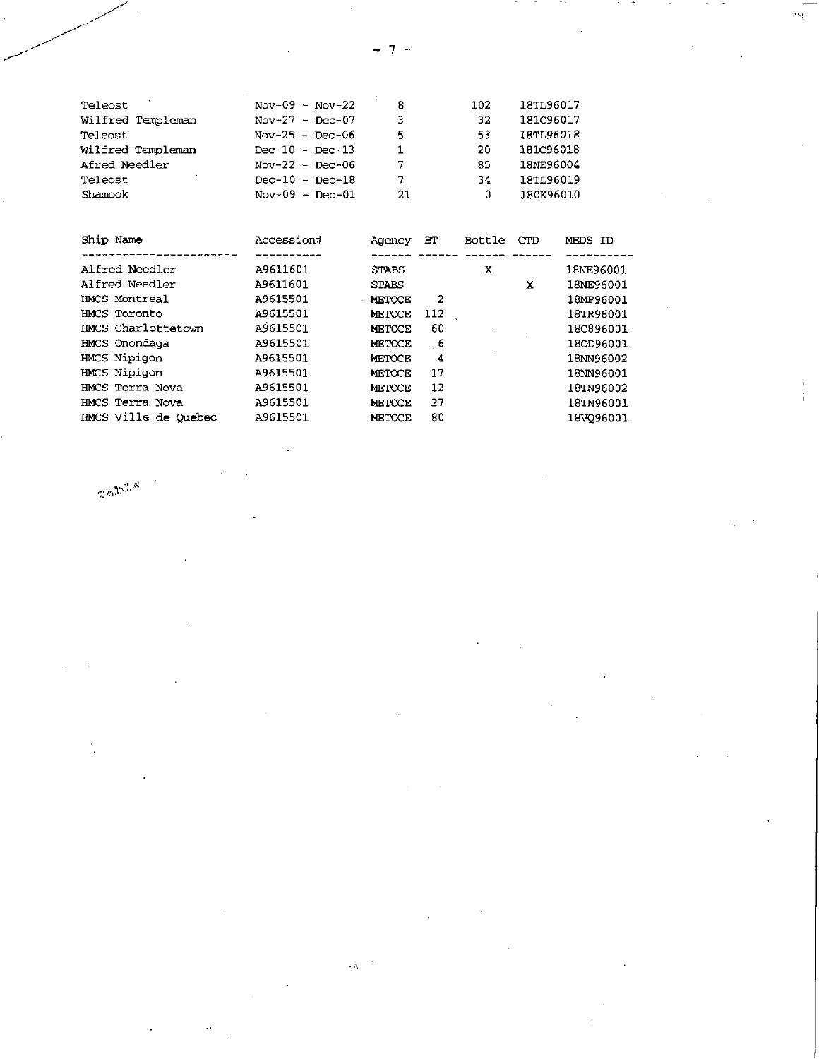| | | | | |
|---|---|---|---|---|
| Teleost | Nov-09 - Nov-22 | 8 | 102 | 18TL96017 |
| Wilfred Templeman | Nov-27 - Dec-07 | 3 | 32 | 181C96017 |
| Teleost | Nov-25 - Dec-06 | 5 | 53 | 18TL96018 |
| Wilfred Templeman | Dec-10 - Dec-13 | 1 | 20 | 181C96018 |
| Afred Needler | Nov-22 - Dec-06 | 7 | 85 | 18NE96004 |
| Teleost | Dec-10 - Dec-18 | 7 | 34 | 18TL96019 |
| Shamook | Nov-09 - Dec-01 | 21 | 0 | 180K96010 |

| Ship Name | Accession# | Agency | BT | Bottle | CTD | MEDS ID |
|---|---|---|---|---|---|---|
| Alfred Needler | A9611601 | STABS | | X | | 18NE96001 |
| Alfred Needler | A9611601 | STABS | | | X | 18NE96001 |
| HMCS Montreal | A9615501 | METOCE | 2 | | | 18MP96001 |
| HMCS Toronto | A9615501 | METOCE | 112 | | | 18TR96001 |
| HMCS Charlottetown | A9615501 | METOCE | 60 | | | 18C896001 |
| HMCS Onondaga | A9615501 | METOCE | 6 | | | 18OD96001 |
| HMCS Nipigon | A9615501 | METOCE | 4 | | | 18NN96002 |
| HMCS Nipigon | A9615501 | METOCE | 17 | | | 18NN96001 |
| HMCS Terra Nova | A9615501 | METOCE | 12 | | | 18TN96002 |
| HMCS Terra Nova | A9615501 | METOCE | 27 | | | 18TN96001 |
| HMCS Ville de Quebec | A9615501 | METOCE | 80 | | | 18VQ96001 |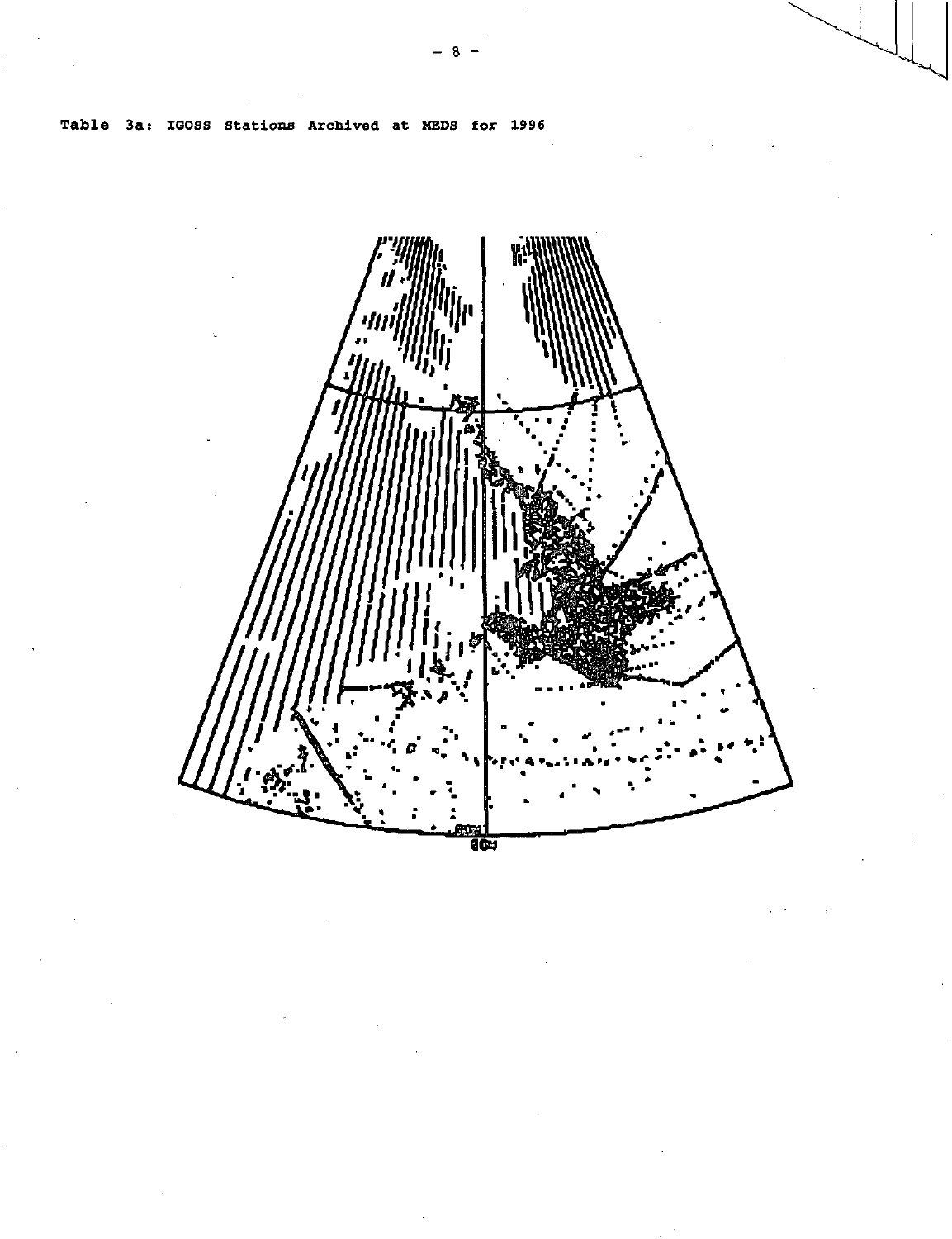Table 3a: IGOSS Stations Archived at MEDS for 1996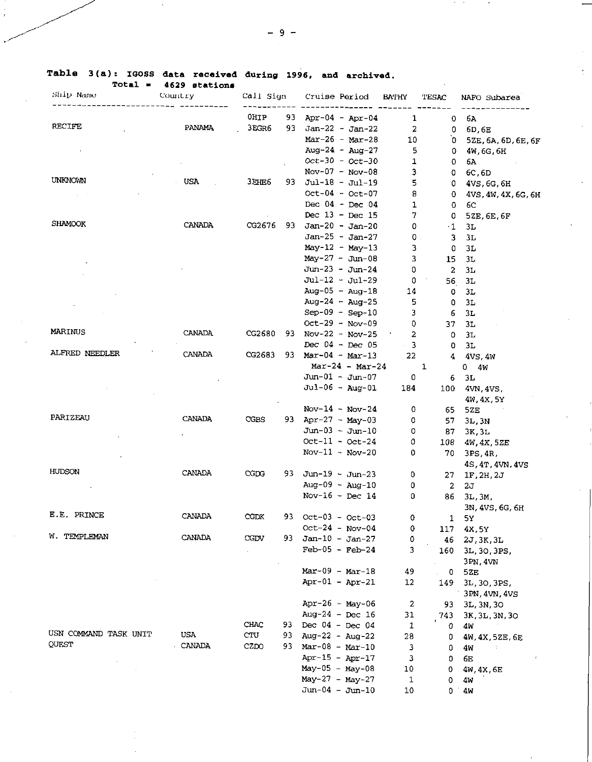**Table 3(a): IGOSS data received during 1996, and archived.**
**Total = 4629 stations**

| Ship Name | Country | Call Sign | | Cruise Period | BATHY | TESAC | NAFO Subarea |
|---|---|---|---|---|---|---|---|
| | | 0HIP | 93 | Apr-04 - Apr-04 | 1 | 0 | 6A |
| RECIFE | PANAMA | 3EGR6 | 93 | Jan-22 - Jan-22 | 2 | 0 | 6D,6E |
| | | | | Mar-26 - Mar-28 | 10 | 0 | 5ZE,6A,6D,6E,6F |
| | | | | Aug-24 - Aug-27 | 5 | 0 | 4W,6G,6H |
| | | | | Oct-30 - Oct-30 | 1 | 0 | 6A |
| | | | | Nov-07 - Nov-08 | 3 | 0 | 6C,6D |
| UNKNOWN | USA | 3EHE6 | 93 | Jul-18 - Jul-19 | 5 | 0 | 4VS,6G,6H |
| | | | | Oct-04 - Oct-07 | 8 | 0 | 4VS,4W,4X,6G,6H |
| | | | | Dec 04 - Dec 04 | 1 | 0 | 6C |
| | | | | Dec 13 - Dec 15 | 7 | 0 | 5ZE,6E,6F |
| SHAMOOK | CANADA | CG2676 | 93 | Jan-20 - Jan-20 | 0 | 1 | 3L |
| | | | | Jan-25 - Jan-27 | 0 | 3 | 3L |
| | | | | May-12 - May-13 | 3 | 0 | 3L |
| | | | | May-27 - Jun-08 | 3 | 15 | 3L |
| | | | | Jun-23 - Jun-24 | 0 | 2 | 3L |
| | | | | Jul-12 - Jul-29 | 0 | 56 | 3L |
| | | | | Aug-05 - Aug-18 | 14 | 0 | 3L |
| | | | | Aug-24 - Aug-25 | 5 | 0 | 3L |
| | | | | Sep-09 - Sep-10 | 3 | 6 | 3L |
| | | | | Oct-29 - Nov-09 | 0 | 37 | 3L |
| MARINUS | CANADA | CG2680 | 93 | Nov-22 - Nov-25 | 2 | 0 | 3L |
| | | | | Dec 04 - Dec 05 | 3 | 0 | 3L |
| ALFRED NEEDLER | CANADA | CG2683 | 93 | Mar-04 - Mar-13 | 22 | 4 | 4VS,4W |
| | | | | Mar-24 - Mar-24 | 1 | 0 | 4W |
| | | | | Jun-01 - Jun-07 | 0 | 6 | 3L |
| | | | | Jul-06 - Aug-01 | 184 | 100 | 4VN,4VS,4W,4X,5Y |
| | | | | Nov-14 - Nov-24 | 0 | 65 | 5ZE |
| PARIZEAU | CANADA | CGBS | 93 | Apr-27 - May-03 | 0 | 57 | 3L,3N |
| | | | | Jun-03 - Jun-10 | 0 | 87 | 3K,3L |
| | | | | Oct-11 - Oct-24 | 0 | 108 | 4W,4X,5ZE |
| | | | | Nov-11 - Nov-20 | 0 | 70 | 3PS,4R,4S,4T,4VN,4VS |
| HUDSON | CANADA | CGDG | 93 | Jun-19 - Jun-23 | 0 | 27 | 1F,2H,2J |
| | | | | Aug-09 - Aug-10 | 0 | 2 | 2J |
| | | | | Nov-16 - Dec 14 | 0 | 86 | 3L,3M,3N,4VS,6G,6H |
| E.E. PRINCE | CANADA | CGDK | 93 | Oct-03 - Oct-03 | 0 | 1 | 5Y |
| | | | | Oct-24 - Nov-04 | 0 | 117 | 4X,5Y |
| W. TEMPLEMAN | CANADA | CGDV | 93 | Jan-10 - Jan-27 | 0 | 46 | 2J,3K,3L |
| | | | | Feb-05 - Feb-24 | 3 | 160 | 3L,3O,3PS,3PN,4VN |
| | | | | Mar-09 - Mar-18 | 49 | 0 | 5ZE |
| | | | | Apr-01 - Apr-21 | 12 | 149 | 3L,3O,3PS,3PN,4VN,4VS |
| | | | | Apr-26 - May-06 | 2 | 93 | 3L,3N,3O |
| | | | | Aug-24 - Dec 16 | 31 | 743 | 3K,3L,3N,3O |
| | | CHAC | 93 | Dec 04 - Dec 04 | 1 | 0 | 4W |
| USN COMMAND TASK UNIT | USA | CTU | 93 | Aug-22 - Aug-22 | 28 | 0 | 4W,4X,5ZE,6E |
| QUEST | CANADA | CZDO | 93 | Mar-08 - Mar-10 | 3 | 0 | 4W |
| | | | | Apr-15 - Apr-17 | 3 | 0 | 6E |
| | | | | May-05 - May-08 | 10 | 0 | 4W,4X,6E |
| | | | | May-27 - May-27 | 1 | 0 | 4W |
| | | | | Jun-04 - Jun-10 | 10 | 0 | 4W |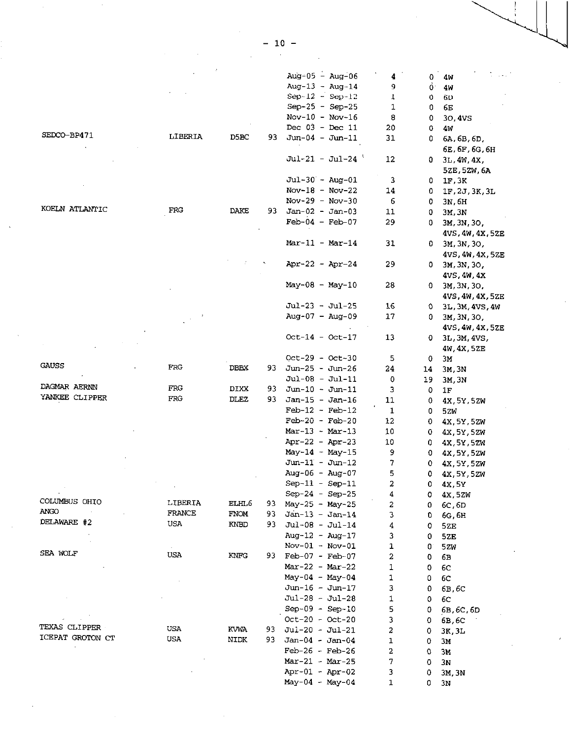| | | | | | | | |
|---|---|---|---|---|---|---|---|
| | | | | Aug-05 - Aug-06 | 4 | 0 | 4W |
| | | | | Aug-13 - Aug-14 | 9 | 0 | 4W |
| | | | | Sep-12 - Sep-12 | 1 | 0 | 6D |
| | | | | Sep-25 - Sep-25 | 1 | 0 | 6E |
| | | | | Nov-10 - Nov-16 | 8 | 0 | 3O,4VS |
| | | | | Dec 03 - Dec 11 | 20 | 0 | 4W |
| SEDCO-BP471 | LIBERIA | D5BC | 93 | Jun-04 - Jun-11 | 31 | 0 | 6A,6B,6D, 6E,6F,6G,6H |
| | | | | Jul-21 - Jul-24 | 12 | 0 | 3L,4W,4X, 5ZE,5ZW,6A |
| | | | | Jul-30 - Aug-01 | 3 | 0 | 1F,3K |
| | | | | Nov-18 - Nov-22 | 14 | 0 | 1F,2J,3K,3L |
| | | | | Nov-29 - Nov-30 | 6 | 0 | 3N,6H |
| KOELN ATLANTIC | FRG | DAKE | 93 | Jan-02 - Jan-03 | 11 | 0 | 3M,3N |
| | | | | Feb-04 - Feb-07 | 29 | 0 | 3M,3N,3O, 4VS,4W,4X,5ZE |
| | | | | Mar-11 - Mar-14 | 31 | 0 | 3M,3N,3O, 4VS,4W,4X,5ZE |
| | | | | Apr-22 - Apr-24 | 29 | 0 | 3M,3N,3O, 4VS,4W,4X |
| | | | | May-08 - May-10 | 28 | 0 | 3M,3N,3O, 4VS,4W,4X,5ZE |
| | | | | Jul-23 - Jul-25 | 16 | 0 | 3L,3M,4VS,4W |
| | | | | Aug-07 - Aug-09 | 17 | 0 | 3M,3N,3O, 4VS,4W,4X,5ZE |
| | | | | Oct-14 - Oct-17 | 13 | 0 | 3L,3M,4VS, 4W,4X,5ZE |
| | | | | Oct-29 - Oct-30 | 5 | 0 | 3M |
| GAUSS | FRG | DBBX | 93 | Jun-25 - Jun-26 | 24 | 14 | 3M,3N |
| | | | | Jul-08 - Jul-11 | 0 | 19 | 3M,3N |
| DAGMAR AERNN | FRG | DIXX | 93 | Jun-10 - Jun-11 | 3 | 0 | 1F |
| YANKEE CLIPPER | FRG | DLEZ | 93 | Jan-15 - Jan-16 | 11 | 0 | 4X,5Y,5ZW |
| | | | | Feb-12 - Feb-12 | 1 | 0 | 5ZW |
| | | | | Feb-20 - Feb-20 | 12 | 0 | 4X,5Y,5ZW |
| | | | | Mar-13 - Mar-13 | 10 | 0 | 4X,5Y,5ZW |
| | | | | Apr-22 - Apr-23 | 10 | 0 | 4X,5Y,5ZW |
| | | | | May-14 - May-15 | 9 | 0 | 4X,5Y,5ZW |
| | | | | Jun-11 - Jun-12 | 7 | 0 | 4X,5Y,5ZW |
| | | | | Aug-06 - Aug-07 | 5 | 0 | 4X,5Y,5ZW |
| | | | | Sep-11 - Sep-11 | 2 | 0 | 4X,5Y |
| | | | | Sep-24 - Sep-25 | 4 | 0 | 4X,5ZW |
| COLUMBUS OHIO | LIBERIA | ELHL6 | 93 | May-25 - May-25 | 2 | 0 | 6C,6D |
| ANGO | FRANCE | FNOM | 93 | Jan-13 - Jan-14 | 3 | 0 | 6G,6H |
| DELAWARE #2 | USA | KNBD | 93 | Jul-08 - Jul-14 | 4 | 0 | 5ZE |
| | | | | Aug-12 - Aug-17 | 3 | 0 | 5ZE |
| | | | | Nov-01 - Nov-01 | 1 | 0 | 5ZW |
| SEA WOLF | USA | KNFG | 93 | Feb-07 - Feb-07 | 2 | 0 | 6B |
| | | | | Mar-22 - Mar-22 | 1 | 0 | 6C |
| | | | | May-04 - May-04 | 1 | 0 | 6C |
| | | | | Jun-16 - Jun-17 | 3 | 0 | 6B,6C |
| | | | | Jul-28 - Jul-28 | 1 | 0 | 6C |
| | | | | Sep-09 - Sep-10 | 5 | 0 | 6B,6C,6D |
| | | | | Oct-20 - Oct-20 | 3 | 0 | 6B,6C |
| TEXAS CLIPPER | USA | KVWA | 93 | Jul-20 - Jul-21 | 2 | 0 | 3K,3L |
| ICEPAT GROTON CT | USA | NIDK | 93 | Jan-04 - Jan-04 | 1 | 0 | 3M |
| | | | | Feb-26 - Feb-26 | 2 | 0 | 3M |
| | | | | Mar-21 - Mar-25 | 7 | 0 | 3N |
| | | | | Apr-01 - Apr-02 | 3 | 0 | 3M,3N |
| | | | | May-04 - May-04 | 1 | 0 | 3N |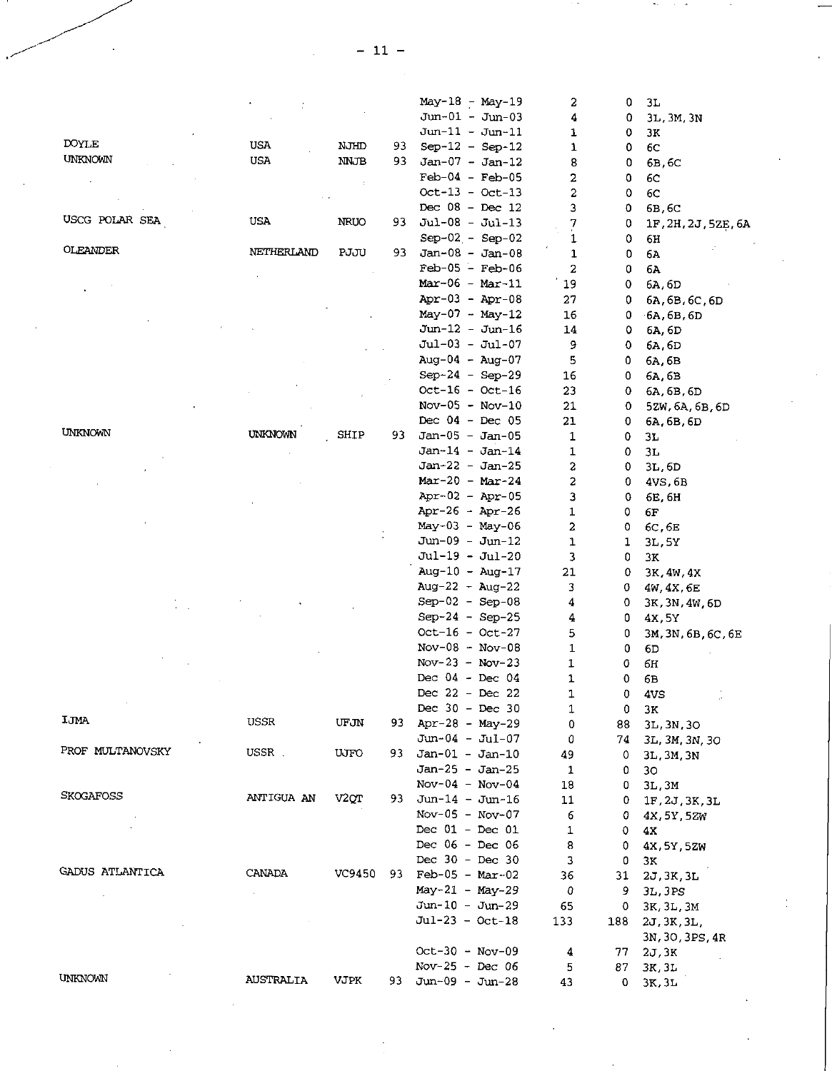| | | | | | | | |
|---|---|---|---|---|---|---|---|
| | | | | May-18 - May-19 | 2 | 0 | 3L |
| | | | | Jun-01 - Jun-03 | 4 | 0 | 3L,3M,3N |
| | | | | Jun-11 - Jun-11 | 1 | 0 | 3K |
| DOYLE | USA | NJHD | 93 | Sep-12 - Sep-12 | 1 | 0 | 6C |
| UNKNOWN | USA | NNJB | 93 | Jan-07 - Jan-12 | 8 | 0 | 6B,6C |
| | | | | Feb-04 - Feb-05 | 2 | 0 | 6C |
| | | | | Oct-13 - Oct-13 | 2 | 0 | 6C |
| | | | | Dec 08 - Dec 12 | 3 | 0 | 6B,6C |
| USCG POLAR SEA | USA | NRUO | 93 | Jul-08 - Jul-13 | 7 | 0 | 1F,2H,2J,5ZE,6A |
| | | | | Sep-02 - Sep-02 | 1 | 0 | 6H |
| OLEANDER | NETHERLAND | PJJU | 93 | Jan-08 - Jan-08 | 1 | 0 | 6A |
| | | | | Feb-05 - Feb-06 | 2 | 0 | 6A |
| | | | | Mar-06 - Mar-11 | 19 | 0 | 6A,6D |
| | | | | Apr-03 - Apr-08 | 27 | 0 | 6A,6B,6C,6D |
| | | | | May-07 - May-12 | 16 | 0 | 6A,6B,6D |
| | | | | Jun-12 - Jun-16 | 14 | 0 | 6A,6D |
| | | | | Jul-03 - Jul-07 | 9 | 0 | 6A,6D |
| | | | | Aug-04 - Aug-07 | 5 | 0 | 6A,6B |
| | | | | Sep-24 - Sep-29 | 16 | 0 | 6A,6B |
| | | | | Oct-16 - Oct-16 | 23 | 0 | 6A,6B,6D |
| | | | | Nov-05 - Nov-10 | 21 | 0 | 5ZW,6A,6B,6D |
| | | | | Dec 04 - Dec 05 | 21 | 0 | 6A,6B,6D |
| UNKNOWN | UNKNOWN | SHIP | 93 | Jan-05 - Jan-05 | 1 | 0 | 3L |
| | | | | Jan-14 - Jan-14 | 1 | 0 | 3L |
| | | | | Jan-22 - Jan-25 | 2 | 0 | 3L,6D |
| | | | | Mar-20 - Mar-24 | 2 | 0 | 4VS,6B |
| | | | | Apr-02 - Apr-05 | 3 | 0 | 6E,6H |
| | | | | Apr-26 - Apr-26 | 1 | 0 | 6F |
| | | | | May-03 - May-06 | 2 | 0 | 6C,6E |
| | | | | Jun-09 - Jun-12 | 1 | 1 | 3L,5Y |
| | | | | Jul-19 - Jul-20 | 3 | 0 | 3K |
| | | | | Aug-10 - Aug-17 | 21 | 0 | 3K,4W,4X |
| | | | | Aug-22 - Aug-22 | 3 | 0 | 4W,4X,6E |
| | | | | Sep-02 - Sep-08 | 4 | 0 | 3K,3N,4W,6D |
| | | | | Sep-24 - Sep-25 | 4 | 0 | 4X,5Y |
| | | | | Oct-16 - Oct-27 | 5 | 0 | 3M,3N,6B,6C,6E |
| | | | | Nov-08 - Nov-08 | 1 | 0 | 6D |
| | | | | Nov-23 - Nov-23 | 1 | 0 | 6H |
| | | | | Dec 04 - Dec 04 | 1 | 0 | 6B |
| | | | | Dec 22 - Dec 22 | 1 | 0 | 4VS |
| | | | | Dec 30 - Dec 30 | 1 | 0 | 3K |
| IJMA | USSR | UFJN | 93 | Apr-28 - May-29 | 0 | 88 | 3L,3N,3O |
| | | | | Jun-04 - Jul-07 | 0 | 74 | 3L,3M,3N,3O |
| PROF MULTANOVSKY | USSR | UJFO | 93 | Jan-01 - Jan-10 | 49 | 0 | 3L,3M,3N |
| | | | | Jan-25 - Jan-25 | 1 | 0 | 3O |
| | | | | Nov-04 - Nov-04 | 18 | 0 | 3L,3M |
| SKOGAFOSS | ANTIGUA AN | V2QT | 93 | Jun-14 - Jun-16 | 11 | 0 | 1F,2J,3K,3L |
| | | | | Nov-05 - Nov-07 | 6 | 0 | 4X,5Y,5ZW |
| | | | | Dec 01 - Dec 01 | 1 | 0 | 4X |
| | | | | Dec 06 - Dec 06 | 8 | 0 | 4X,5Y,5ZW |
| | | | | Dec 30 - Dec 30 | 3 | 0 | 3K |
| GADUS ATLANTICA | CANADA | VC9450 | 93 | Feb-05 - Mar-02 | 36 | 31 | 2J,3K,3L |
| | | | | May-21 - May-29 | 0 | 9 | 3L,3PS |
| | | | | Jun-10 - Jun-29 | 65 | 0 | 3K,3L,3M |
| | | | | Jul-23 - Oct-18 | 133 | 188 | 2J,3K,3L,3N,3O,3PS,4R |
| | | | | Oct-30 - Nov-09 | 4 | 77 | 2J,3K |
| | | | | Nov-25 - Dec 06 | 5 | 87 | 3K,3L |
| UNKNOWN | AUSTRALIA | VJPK | 93 | Jun-09 - Jun-28 | 43 | 0 | 3K,3L |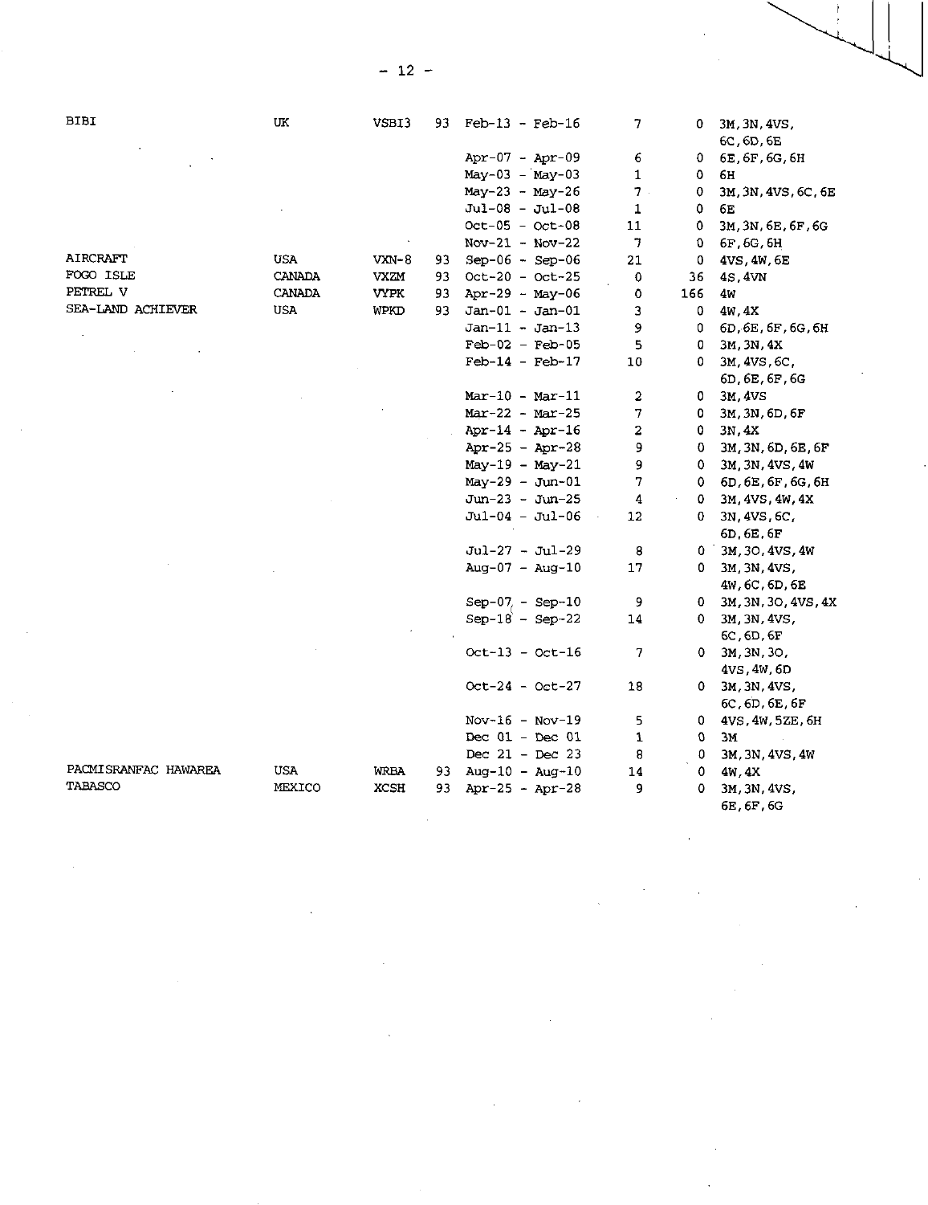| | | | | | | | |
|---|---|---|---|---|---|---|---|
| BIBI | UK | VSBI3 | 93 | Feb-13 - Feb-16 | 7 | 0 | 3M,3N,4VS, 6C,6D,6E |
| | | | | Apr-07 - Apr-09 | 6 | 0 | 6E,6F,6G,6H |
| | | | | May-03 - May-03 | 1 | 0 | 6H |
| | | | | May-23 - May-26 | 7 | 0 | 3M,3N,4VS,6C,6E |
| | | | | Jul-08 - Jul-08 | 1 | 0 | 6E |
| | | | | Oct-05 - Oct-08 | 11 | 0 | 3M,3N,6E,6F,6G |
| | | | | Nov-21 - Nov-22 | 7 | 0 | 6F,6G,6H |
| AIRCRAFT | USA | VXN-8 | 93 | Sep-06 - Sep-06 | 21 | 0 | 4VS,4W,6E |
| FOGO ISLE | CANADA | VXZM | 93 | Oct-20 - Oct-25 | 0 | 36 | 4S,4VN |
| PETREL V | CANADA | VYPK | 93 | Apr-29 - May-06 | 0 | 166 | 4W |
| SEA-LAND ACHIEVER | USA | WPKD | 93 | Jan-01 - Jan-01 | 3 | 0 | 4W,4X |
| | | | | Jan-11 - Jan-13 | 9 | 0 | 6D,6E,6F,6G,6H |
| | | | | Feb-02 - Feb-05 | 5 | 0 | 3M,3N,4X |
| | | | | Feb-14 - Feb-17 | 10 | 0 | 3M,4VS,6C, 6D,6E,6F,6G |
| | | | | Mar-10 - Mar-11 | 2 | 0 | 3M,4VS |
| | | | | Mar-22 - Mar-25 | 7 | 0 | 3M,3N,6D,6F |
| | | | | Apr-14 - Apr-16 | 2 | 0 | 3N,4X |
| | | | | Apr-25 - Apr-28 | 9 | 0 | 3M,3N,6D,6E,6F |
| | | | | May-19 - May-21 | 9 | 0 | 3M,3N,4VS,4W |
| | | | | May-29 - Jun-01 | 7 | 0 | 6D,6E,6F,6G,6H |
| | | | | Jun-23 - Jun-25 | 4 | 0 | 3M,4VS,4W,4X |
| | | | | Jul-04 - Jul-06 | 12 | 0 | 3N,4VS,6C, 6D,6E,6F |
| | | | | Jul-27 - Jul-29 | 8 | 0 | 3M,3O,4VS,4W |
| | | | | Aug-07 - Aug-10 | 17 | 0 | 3M,3N,4VS, 4W,6C,6D,6E |
| | | | | Sep-07 - Sep-10 | 9 | 0 | 3M,3N,3O,4VS,4X |
| | | | | Sep-18 - Sep-22 | 14 | 0 | 3M,3N,4VS, 6C,6D,6F |
| | | | | Oct-13 - Oct-16 | 7 | 0 | 3M,3N,3O, 4VS,4W,6D |
| | | | | Oct-24 - Oct-27 | 18 | 0 | 3M,3N,4VS, 6C,6D,6E,6F |
| | | | | Nov-16 - Nov-19 | 5 | 0 | 4VS,4W,5ZE,6H |
| | | | | Dec 01 - Dec 01 | 1 | 0 | 3M |
| | | | | Dec 21 - Dec 23 | 8 | 0 | 3M,3N,4VS,4W |
| PACMISRANFAC HAWAREA | USA | WRBA | 93 | Aug-10 - Aug-10 | 14 | 0 | 4W,4X |
| TABASCO | MEXICO | XCSH | 93 | Apr-25 - Apr-28 | 9 | 0 | 3M,3N,4VS, 6E,6F,6G |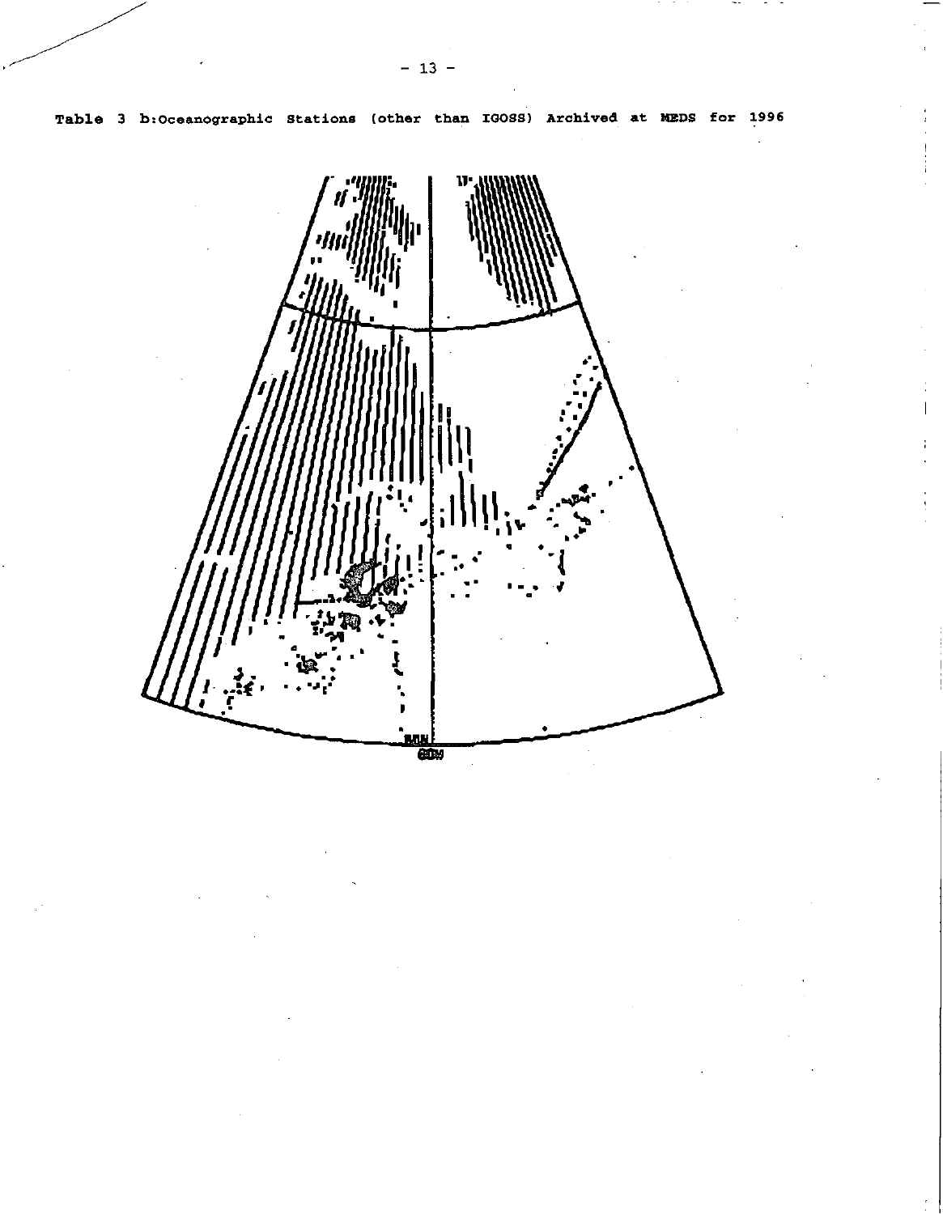Table 3 b:Oceanographic Stations (other than IGOSS) Archived at MEDS for 1996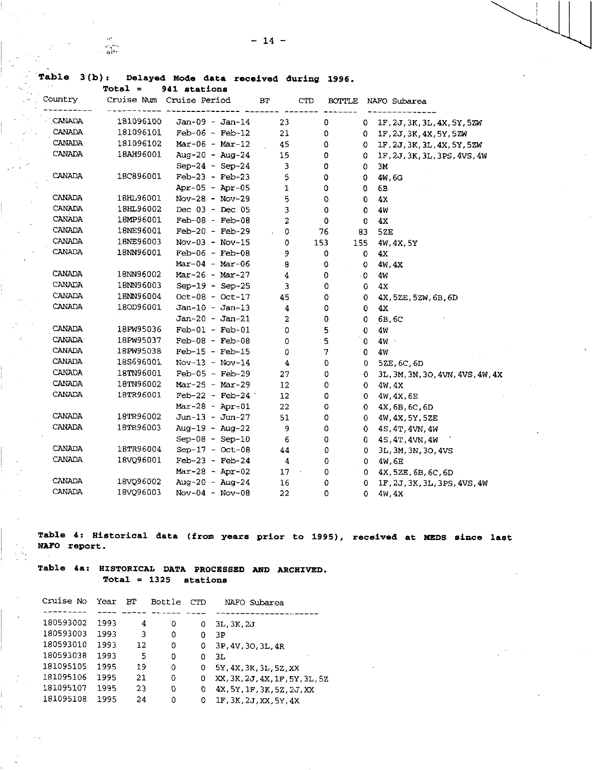**Table 3(b): Delayed Mode data received during 1996.**
**Total = 941 stations**

| Country | Cruise Num | Cruise Period | BT | CTD | BOTTLE | NAFO Subarea |
|---|---|---|---|---|---|---|
| CANADA | 181096100 | Jan-09 - Jan-14 | 23 | 0 | 0 | 1F,2J,3K,3L,4X,5Y,5ZW |
| CANADA | 181096101 | Feb-06 - Feb-12 | 21 | 0 | 0 | 1F,2J,3K,4X,5Y,5ZW |
| CANADA | 181096102 | Mar-06 - Mar-12 | 45 | 0 | 0 | 1F,2J,3K,3L,4X,5Y,5ZW |
| CANADA | 18AH96001 | Aug-20 - Aug-24 | 15 | 0 | 0 | 1F,2J,3K,3L,3PS,4VS,4W |
| | | Sep-24 - Sep-24 | 3 | 0 | 0 | 3M |
| CANADA | 18C896001 | Feb-23 - Feb-23 | 5 | 0 | 0 | 4W,6G |
| | | Apr-05 - Apr-05 | 1 | 0 | 0 | 6B |
| CANADA | 18HL96001 | Nov-28 - Nov-29 | 5 | 0 | 0 | 4X |
| CANADA | 18HL96002 | Dec 03 - Dec 05 | 3 | 0 | 0 | 4W |
| CANADA | 18MP96001 | Feb-08 - Feb-08 | 2 | 0 | 0 | 4X |
| CANADA | 18NE96001 | Feb-20 - Feb-29 | 0 | 76 | 83 | 5ZE |
| CANADA | 18NE96003 | Nov-03 - Nov-15 | 0 | 153 | 155 | 4W,4X,5Y |
| CANADA | 18NN96001 | Feb-06 - Feb-08 | 9 | 0 | 0 | 4X |
| | | Mar-04 - Mar-06 | 8 | 0 | 0 | 4W,4X |
| CANADA | 18NN96002 | Mar-26 - Mar-27 | 4 | 0 | 0 | 4W |
| CANADA | 18NN96003 | Sep-19 - Sep-25 | 3 | 0 | 0 | 4X |
| CANADA | 18NN96004 | Oct-08 - Oct-17 | 45 | 0 | 0 | 4X,5ZE,5ZW,6B,6D |
| CANADA | 18OD96001 | Jan-10 - Jan-13 | 4 | 0 | 0 | 4X |
| | | Jan-20 - Jan-21 | 2 | 0 | 0 | 6B,6C |
| CANADA | 18PW95036 | Feb-01 - Feb-01 | 0 | 5 | 0 | 4W |
| CANADA | 18PW95037 | Feb-08 - Feb-08 | 0 | 5 | 0 | 4W |
| CANADA | 18PW95038 | Feb-15 - Feb-15 | 0 | 7 | 0 | 4W |
| CANADA | 18S696001 | Nov-13 - Nov-14 | 4 | 0 | 0 | 5ZE,6C,6D |
| CANADA | 18TN96001 | Feb-05 - Feb-29 | 27 | 0 | 0 | 3L,3M,3N,3O,4VN,4VS,4W,4X |
| CANADA | 18TN96002 | Mar-25 - Mar-29 | 12 | 0 | 0 | 4W,4X |
| CANADA | 18TR96001 | Feb-22 - Feb-24 | 12 | 0 | 0 | 4W,4X,6E |
| | | Mar-28 - Apr-01 | 22 | 0 | 0 | 4X,6B,6C,6D |
| CANADA | 18TR96002 | Jun-13 - Jun-27 | 51 | 0 | 0 | 4W,4X,5Y,5ZE |
| CANADA | 18TR96003 | Aug-19 - Aug-22 | 9 | 0 | 0 | 4S,4T,4VN,4W |
| | | Sep-08 - Sep-10 | 6 | 0 | 0 | 4S,4T,4VN,4W |
| CANADA | 18TR96004 | Sep-17 - Oct-08 | 44 | 0 | 0 | 3L,3M,3N,3O,4VS |
| CANADA | 18VQ96001 | Feb-23 - Feb-24 | 4 | 0 | 0 | 4W,6E |
| | | Mar-28 - Apr-02 | 17 | 0 | 0 | 4X,5ZE,6B,6C,6D |
| CANADA | 18VQ96002 | Aug-20 - Aug-24 | 16 | 0 | 0 | 1F,2J,3K,3L,3PS,4VS,4W |
| CANADA | 18VQ96003 | Nov-04 - Nov-08 | 22 | 0 | 0 | 4W,4X |

**Table 4: Historical data (from years prior to 1995), received at MEDS since last NAFO report.**

**Table 4a: HISTORICAL DATA PROCESSED AND ARCHIVED.**
**Total = 1325 stations**

| Cruise No | Year | BT | Bottle | CTD | NAFO Subarea |
|---|---|---|---|---|---|
| 180593002 | 1993 | 4 | 0 | 0 | 3L,3K,2J |
| 180593003 | 1993 | 3 | 0 | 0 | 3P |
| 180593010 | 1993 | 12 | 0 | 0 | 3P,4V,3O,3L,4R |
| 180593038 | 1993 | 5 | 0 | 0 | 3L |
| 181095105 | 1995 | 19 | 0 | 0 | 5Y,4X,3K,3L,5Z,XX |
| 181095106 | 1995 | 21 | 0 | 0 | XX,3K,2J,4X,1F,5Y,3L,5Z |
| 181095107 | 1995 | 23 | 0 | 0 | 4X,5Y,1F,3K,5Z,2J,XX |
| 181095108 | 1995 | 24 | 0 | 0 | 1F,3K,2J,XX,5Y,4X |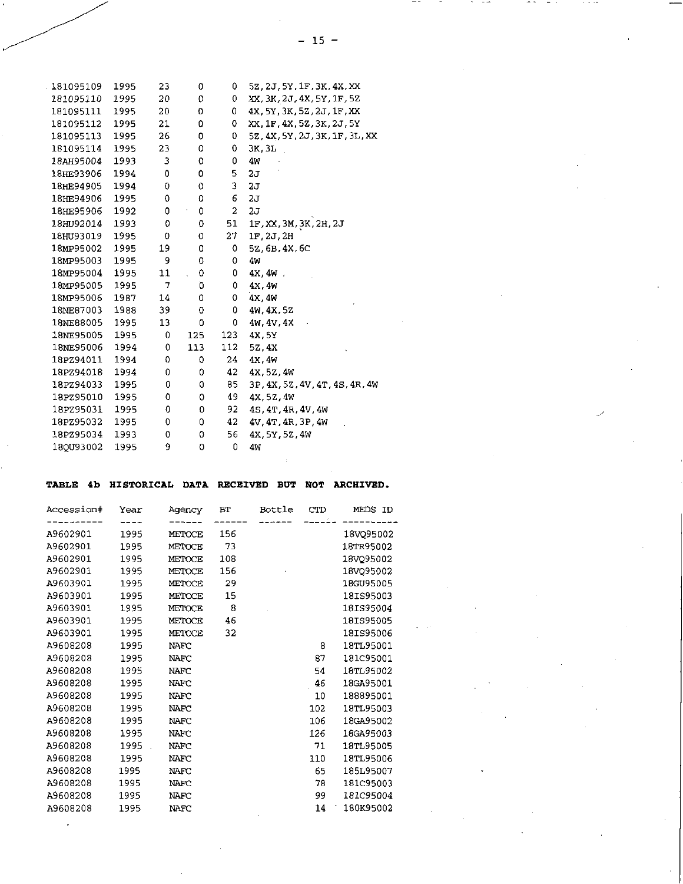| | | | | | |
|---|---|---|---|---|---|
| 181095109 | 1995 | 23 | 0 | 0 | 5Z,2J,5Y,1F,3K,4X,XX |
| 181095110 | 1995 | 20 | 0 | 0 | XX,3K,2J,4X,5Y,1F,5Z |
| 181095111 | 1995 | 20 | 0 | 0 | 4X,5Y,3K,5Z,2J,1F,XX |
| 181095112 | 1995 | 21 | 0 | 0 | XX,1F,4X,5Z,3K,2J,5Y |
| 181095113 | 1995 | 26 | 0 | 0 | 5Z,4X,5Y,2J,3K,1F,3L,XX |
| 181095114 | 1995 | 23 | 0 | 0 | 3K,3L |
| 18AH95004 | 1993 | 3 | 0 | 0 | 4W |
| 18HE93906 | 1994 | 0 | 0 | 5 | 2J |
| 18HE94905 | 1994 | 0 | 0 | 3 | 2J |
| 18HE94906 | 1995 | 0 | 0 | 6 | 2J |
| 18HE95906 | 1992 | 0 | 0 | 2 | 2J |
| 18HU92014 | 1993 | 0 | 0 | 51 | 1F,XX,3M,3K,2H,2J |
| 18HU93019 | 1995 | 0 | 0 | 27 | 1F,2J,2H |
| 18MP95002 | 1995 | 19 | 0 | 0 | 5Z,6B,4X,6C |
| 18MP95003 | 1995 | 9 | 0 | 0 | 4W |
| 18MP95004 | 1995 | 11 | 0 | 0 | 4X,4W |
| 18MP95005 | 1995 | 7 | 0 | 0 | 4X,4W |
| 18MP95006 | 1987 | 14 | 0 | 0 | 4X,4W |
| 18NE87003 | 1988 | 39 | 0 | 0 | 4W,4X,5Z |
| 18NE88005 | 1995 | 13 | 0 | 0 | 4W,4V,4X |
| 18NE95005 | 1995 | 0 | 125 | 123 | 4X,5Y |
| 18NE95006 | 1994 | 0 | 113 | 112 | 5Z,4X |
| 18PZ94011 | 1994 | 0 | 0 | 24 | 4X,4W |
| 18PZ94018 | 1994 | 0 | 0 | 42 | 4X,5Z,4W |
| 18PZ94033 | 1995 | 0 | 0 | 85 | 3P,4X,5Z,4V,4T,4S,4R,4W |
| 18PZ95010 | 1995 | 0 | 0 | 49 | 4X,5Z,4W |
| 18PZ95031 | 1995 | 0 | 0 | 92 | 4S,4T,4R,4V,4W |
| 18PZ95032 | 1995 | 0 | 0 | 42 | 4V,4T,4R,3P,4W |
| 18PZ95034 | 1993 | 0 | 0 | 56 | 4X,5Y,5Z,4W |
| 18QU93002 | 1995 | 9 | 0 | 0 | 4W |

**TABLE 4b HISTORICAL DATA RECEIVED BUT NOT ARCHIVED.**

| Accession# | Year | Agency | BT | Bottle | CTD | MEDS ID |
|---|---|---|---|---|---|---|
| A9602901 | 1995 | METOCE | 156 | | | 18VQ95002 |
| A9602901 | 1995 | METOCE | 73 | | | 18TR95002 |
| A9602901 | 1995 | METOCE | 108 | | | 18VQ95002 |
| A9602901 | 1995 | METOCE | 156 | | | 18VQ95002 |
| A9603901 | 1995 | METOCE | 29 | | | 18GU95005 |
| A9603901 | 1995 | METOCE | 15 | | | 18IS95003 |
| A9603901 | 1995 | METOCE | 8 | | | 18IS95004 |
| A9603901 | 1995 | METOCE | 46 | | | 18IS95005 |
| A9603901 | 1995 | METOCE | 32 | | | 18IS95006 |
| A9608208 | 1995 | NAFC | | | 8 | 18TL95001 |
| A9608208 | 1995 | NAFC | | | 87 | 181C95001 |
| A9608208 | 1995 | NAFC | | | 54 | 18TL95002 |
| A9608208 | 1995 | NAFC | | | 46 | 18GA95001 |
| A9608208 | 1995 | NAFC | | | 10 | 188895001 |
| A9608208 | 1995 | NAFC | | | 102 | 18TL95003 |
| A9608208 | 1995 | NAFC | | | 106 | 18GA95002 |
| A9608208 | 1995 | NAFC | | | 126 | 18GA95003 |
| A9608208 | 1995 | NAFC | | | 71 | 18TL95005 |
| A9608208 | 1995 | NAFC | | | 110 | 18TL95006 |
| A9608208 | 1995 | NAFC | | | 65 | 185L95007 |
| A9608208 | 1995 | NAFC | | | 78 | 181C95003 |
| A9608208 | 1995 | NAFC | | | 99 | 181C95004 |
| A9608208 | 1995 | NAFC | | | 14 | 180K95002 |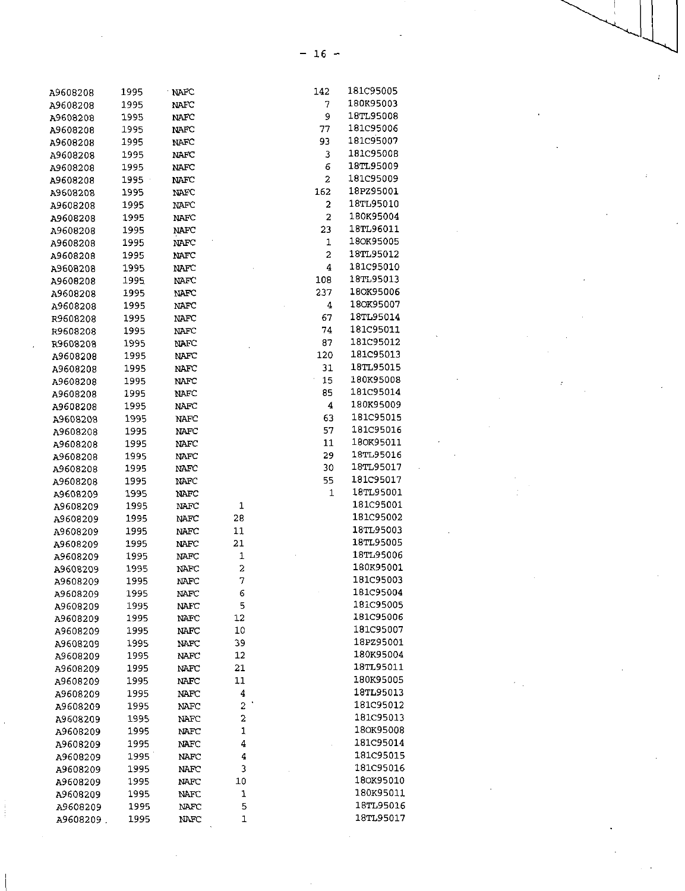| | | | | | |
|---|---|---|---|---|---|
| A9608208 | 1995 | NAFC | | 142 | 181C95005 |
| A9608208 | 1995 | NAFC | | 7 | 180K95003 |
| A9608208 | 1995 | NAFC | | 9 | 18TL95008 |
| A9608208 | 1995 | NAFC | | 77 | 181C95006 |
| A9608208 | 1995 | NAFC | | 93 | 181C95007 |
| A9608208 | 1995 | NAFC | | 3 | 181C95008 |
| A9608208 | 1995 | NAFC | | 6 | 18TL95009 |
| A9608208 | 1995 | NAFC | | 2 | 181C95009 |
| A9608208 | 1995 | NAFC | | 162 | 18PZ95001 |
| A9608208 | 1995 | NAFC | | 2 | 18TL95010 |
| A9608208 | 1995 | NAFC | | 2 | 180K95004 |
| A9608208 | 1995 | NAFC | | 23 | 18TL96011 |
| A9608208 | 1995 | NAFC | | 1 | 18OK95005 |
| A9608208 | 1995 | NAFC | | 2 | 18TL95012 |
| A9608208 | 1995 | NAFC | | 4 | 181C95010 |
| A9608208 | 1995 | NAFC | | 108 | 18TL95013 |
| A9608208 | 1995 | NAFC | | 237 | 18OK95006 |
| A9608208 | 1995 | NAFC | | 4 | 18OK95007 |
| R9608208 | 1995 | NAFC | | 67 | 18TL95014 |
| R9608208 | 1995 | NAFC | | 74 | 181C95011 |
| R9608208 | 1995 | NAFC | | 87 | 181C95012 |
| A9608208 | 1995 | NAFC | | 120 | 181C95013 |
| A9608208 | 1995 | NAFC | | 31 | 18TL95015 |
| A9608208 | 1995 | NAFC | | 15 | 180K95008 |
| A9608208 | 1995 | NAFC | | 85 | 181C95014 |
| A9608208 | 1995 | NAFC | | 4 | 180K95009 |
| A9608208 | 1995 | NAFC | | 63 | 181C95015 |
| A9608208 | 1995 | NAFC | | 57 | 181C95016 |
| A9608208 | 1995 | NAFC | | 11 | 18OK95011 |
| A9608208 | 1995 | NAFC | | 29 | 18TL95016 |
| A9608208 | 1995 | NAFC | | 30 | 18TL95017 |
| A9608208 | 1995 | NAFC | | 55 | 181C95017 |
| A9608209 | 1995 | NAFC | | 1 | 18TL95001 |
| A9608209 | 1995 | NAFC | 1 | | 181C95001 |
| A9608209 | 1995 | NAFC | 28 | | 181C95002 |
| A9608209 | 1995 | NAFC | 11 | | 18TL95003 |
| A9608209 | 1995 | NAFC | 21 | | 18TL95005 |
| A9608209 | 1995 | NAFC | 1 | | 18TL95006 |
| A9608209 | 1995 | NAFC | 2 | | 180K95001 |
| A9608209 | 1995 | NAFC | 7 | | 181C95003 |
| A9608209 | 1995 | NAFC | 6 | | 181C95004 |
| A9608209 | 1995 | NAFC | 5 | | 181C95005 |
| A9608209 | 1995 | NAFC | 12 | | 181C95006 |
| A9608209 | 1995 | NAFC | 10 | | 181C95007 |
| A9608209 | 1995 | NAFC | 39 | | 18PZ95001 |
| A9608209 | 1995 | NAFC | 12 | | 180K95004 |
| A9608209 | 1995 | NAFC | 21 | | 18TL95011 |
| A9608209 | 1995 | NAFC | 11 | | 180K95005 |
| A9608209 | 1995 | NAFC | 4 | | 18TL95013 |
| A9608209 | 1995 | NAFC | 2 | | 181C95012 |
| A9608209 | 1995 | NAFC | 2 | | 181C95013 |
| A9608209 | 1995 | NAFC | 1 | | 18OK95008 |
| A9608209 | 1995 | NAFC | 4 | | 181C95014 |
| A9608209 | 1995 | NAFC | 4 | | 181C95015 |
| A9608209 | 1995 | NAFC | 3 | | 181C95016 |
| A9608209 | 1995 | NAFC | 10 | | 18OK95010 |
| A9608209 | 1995 | NAFC | 1 | | 180K95011 |
| A9608209 | 1995 | NAFC | 5 | | 18TL95016 |
| A9608209 | 1995 | NAFC | 1 | | 18TL95017 |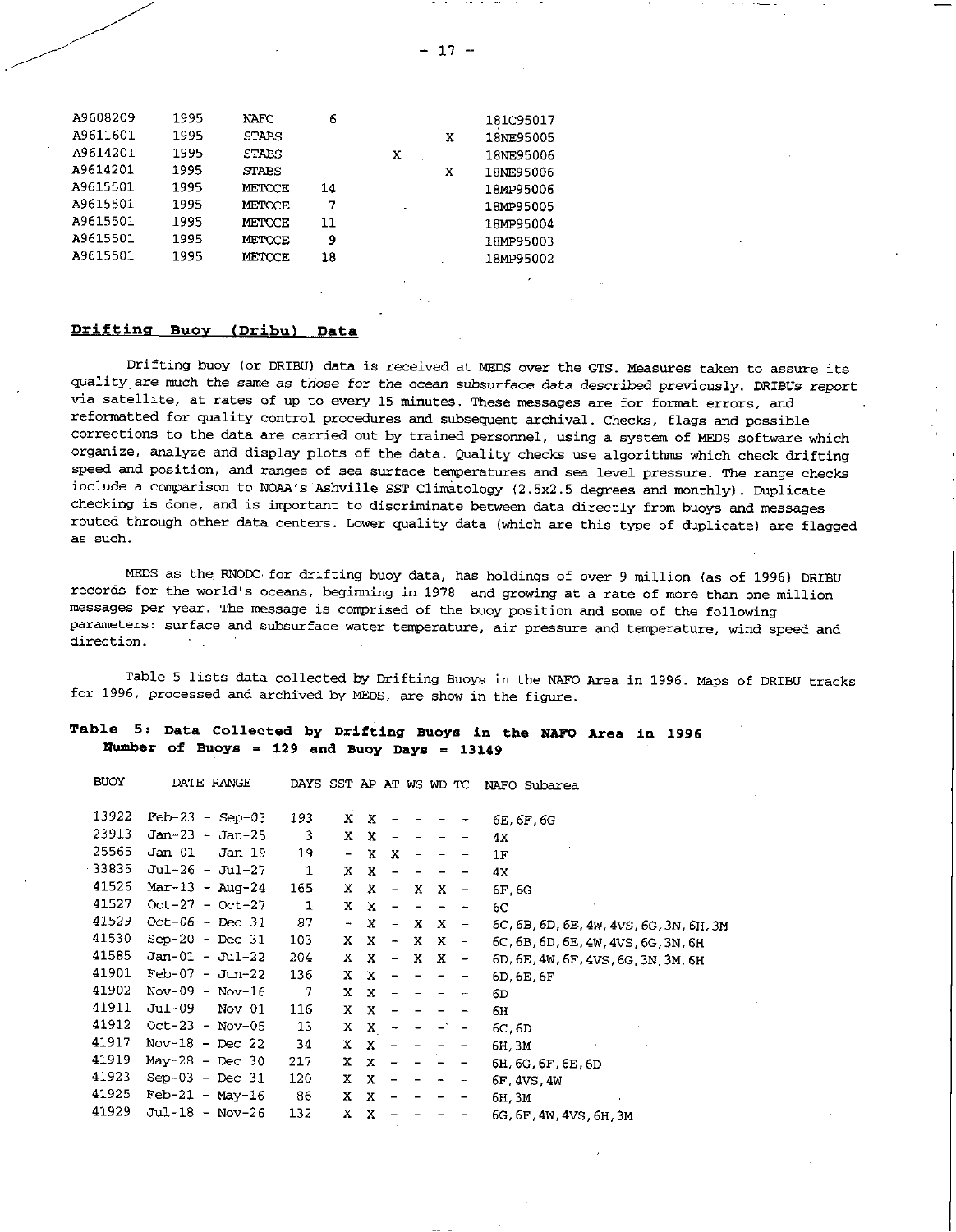| | | | | | | |
|---|---|---|---|---|---|---|
| A9608209 | 1995 | NAFC | 6 | | | 181C95017 |
| A9611601 | 1995 | STABS | | | X | 18NE95005 |
| A9614201 | 1995 | STABS | | X | | 18NE95006 |
| A9614201 | 1995 | STABS | | | X | 18NE95006 |
| A9615501 | 1995 | METOCE | 14 | | | 18MP95006 |
| A9615501 | 1995 | METOCE | 7 | | | 18MP95005 |
| A9615501 | 1995 | METOCE | 11 | | | 18MP95004 |
| A9615501 | 1995 | METOCE | 9 | | | 18MP95003 |
| A9615501 | 1995 | METOCE | 18 | | | 18MP95002 |

## Drifting Buoy (Dribu) Data

Drifting buoy (or DRIBU) data is received at MEDS over the GTS. Measures taken to assure its quality are much the same as those for the ocean subsurface data described previously. DRIBUs report via satellite, at rates of up to every 15 minutes. These messages are for format errors, and reformatted for quality control procedures and subsequent archival. Checks, flags and possible corrections to the data are carried out by trained personnel, using a system of MEDS software which organize, analyze and display plots of the data. Quality checks use algorithms which check drifting speed and position, and ranges of sea surface temperatures and sea level pressure. The range checks include a comparison to NOAA's Ashville SST Climatology (2.5x2.5 degrees and monthly). Duplicate checking is done, and is important to discriminate between data directly from buoys and messages routed through other data centers. Lower quality data (which are this type of duplicate) are flagged as such.

MEDS as the RNODC for drifting buoy data, has holdings of over 9 million (as of 1996) DRIBU records for the world's oceans, beginning in 1978 and growing at a rate of more than one million messages per year. The message is comprised of the buoy position and some of the following parameters: surface and subsurface water temperature, air pressure and temperature, wind speed and direction.

Table 5 lists data collected by Drifting Buoys in the NAFO Area in 1996. Maps of DRIBU tracks for 1996, processed and archived by MEDS, are show in the figure.

**Table 5: Data Collected by Drifting Buoys in the NAFO Area in 1996**
**Number of Buoys = 129 and Buoy Days = 13149**

| BUOY | DATE RANGE | DAYS | SST | AP | AT | WS | WD | TC | NAFO Subarea |
|---|---|---|---|---|---|---|---|---|---|
| 13922 | Feb-23 - Sep-03 | 193 | X | X | - | - | - | - | 6E,6F,6G |
| 23913 | Jan-23 - Jan-25 | 3 | X | X | - | - | - | - | 4X |
| 25565 | Jan-01 - Jan-19 | 19 | - | X | X | - | - | - | 1F |
| 33835 | Jul-26 - Jul-27 | 1 | X | X | - | - | - | - | 4X |
| 41526 | Mar-13 - Aug-24 | 165 | X | X | - | X | X | - | 6F,6G |
| 41527 | Oct-27 - Oct-27 | 1 | X | X | - | - | - | - | 6C |
| 41529 | Oct-06 - Dec 31 | 87 | - | X | - | X | X | - | 6C,6B,6D,6E,4W,4VS,6G,3N,6H,3M |
| 41530 | Sep-20 - Dec 31 | 103 | X | X | - | X | X | - | 6C,6B,6D,6E,4W,4VS,6G,3N,6H |
| 41585 | Jan-01 - Jul-22 | 204 | X | X | - | X | X | - | 6D,6E,4W,6F,4VS,6G,3N,3M,6H |
| 41901 | Feb-07 - Jun-22 | 136 | X | X | - | - | - | - | 6D,6E,6F |
| 41902 | Nov-09 - Nov-16 | 7 | X | X | - | - | - | - | 6D |
| 41911 | Jul-09 - Nov-01 | 116 | X | X | - | - | - | - | 6H |
| 41912 | Oct-23 - Nov-05 | 13 | X | X | - | - | - | - | 6C,6D |
| 41917 | Nov-18 - Dec 22 | 34 | X | X | - | - | - | - | 6H,3M |
| 41919 | May-28 - Dec 30 | 217 | X | X | - | - | - | - | 6H,6G,6F,6E,6D |
| 41923 | Sep-03 - Dec 31 | 120 | X | X | - | - | - | - | 6F,4VS,4W |
| 41925 | Feb-21 - May-16 | 86 | X | X | - | - | - | - | 6H,3M |
| 41929 | Jul-18 - Nov-26 | 132 | X | X | - | - | - | - | 6G,6F,4W,4VS,6H,3M |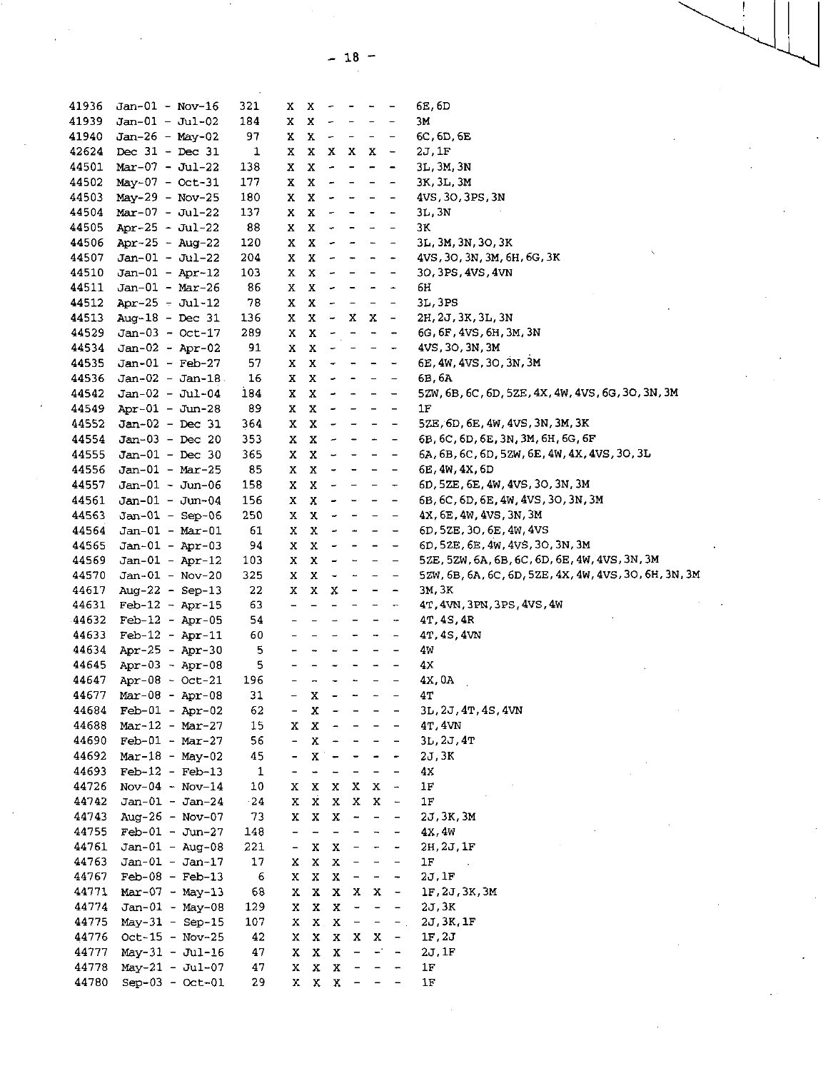| | | | | | | | | | |
|---|---|---|---|---|---|---|---|---|---|
| 41936 | Jan-01 - Nov-16 | 321 | X | X | - | - | - | - | 6E,6D |
| 41939 | Jan-01 - Jul-02 | 184 | X | X | - | - | - | - | 3M |
| 41940 | Jan-26 - May-02 | 97 | X | X | - | - | - | - | 6C,6D,6E |
| 42624 | Dec 31 - Dec 31 | 1 | X | X | X | X | X | - | 2J,1F |
| 44501 | Mar-07 - Jul-22 | 138 | X | X | - | - | - | - | 3L,3M,3N |
| 44502 | May-07 - Oct-31 | 177 | X | X | - | - | - | - | 3K,3L,3M |
| 44503 | May-29 - Nov-25 | 180 | X | X | - | - | - | - | 4VS,3O,3PS,3N |
| 44504 | Mar-07 - Jul-22 | 137 | X | X | - | - | - | - | 3L,3N |
| 44505 | Apr-25 - Jul-22 | 88 | X | X | - | - | - | - | 3K |
| 44506 | Apr-25 - Aug-22 | 120 | X | X | - | - | - | - | 3L,3M,3N,3O,3K |
| 44507 | Jan-01 - Jul-22 | 204 | X | X | - | - | - | - | 4VS,3O,3N,3M,6H,6G,3K |
| 44510 | Jan-01 - Apr-12 | 103 | X | X | - | - | - | - | 3O,3PS,4VS,4VN |
| 44511 | Jan-01 - Mar-26 | 86 | X | X | - | - | - | - | 6H |
| 44512 | Apr-25 - Jul-12 | 78 | X | X | - | - | - | - | 3L,3PS |
| 44513 | Aug-18 - Dec 31 | 136 | X | X | - | X | X | - | 2H,2J,3K,3L,3N |
| 44529 | Jan-03 - Oct-17 | 289 | X | X | - | - | - | - | 6G,6F,4VS,6H,3M,3N |
| 44534 | Jan-02 - Apr-02 | 91 | X | X | - | - | - | - | 4VS,3O,3N,3M |
| 44535 | Jan-01 - Feb-27 | 57 | X | X | - | - | - | - | 6E,4W,4VS,3O,3N,3M |
| 44536 | Jan-02 - Jan-18 | 16 | X | X | - | - | - | - | 6B,6A |
| 44542 | Jan-02 - Jul-04 | 184 | X | X | - | - | - | - | 5ZW,6B,6C,6D,5ZE,4X,4W,4VS,6G,3O,3N,3M |
| 44549 | Apr-01 - Jun-28 | 89 | X | X | - | - | - | - | 1F |
| 44552 | Jan-02 - Dec 31 | 364 | X | X | - | - | - | - | 5ZE,6D,6E,4W,4VS,3N,3M,3K |
| 44554 | Jan-03 - Dec 20 | 353 | X | X | - | - | - | - | 6B,6C,6D,6E,3N,3M,6H,6G,6F |
| 44555 | Jan-01 - Dec 30 | 365 | X | X | - | - | - | - | 6A,6B,6C,6D,5ZW,6E,4W,4X,4VS,3O,3L |
| 44556 | Jan-01 - Mar-25 | 85 | X | X | - | - | - | - | 6E,4W,4X,6D |
| 44557 | Jan-01 - Jun-06 | 158 | X | X | - | - | - | - | 6D,5ZE,6E,4W,4VS,3O,3N,3M |
| 44561 | Jan-01 - Jun-04 | 156 | X | X | - | - | - | - | 6B,6C,6D,6E,4W,4VS,3O,3N,3M |
| 44563 | Jan-01 - Sep-06 | 250 | X | X | - | - | - | - | 4X,6E,4W,4VS,3N,3M |
| 44564 | Jan-01 - Mar-01 | 61 | X | X | - | - | - | - | 6D,5ZE,3O,6E,4W,4VS |
| 44565 | Jan-01 - Apr-03 | 94 | X | X | - | - | - | - | 6D,5ZE,6E,4W,4VS,3O,3N,3M |
| 44569 | Jan-01 - Apr-12 | 103 | X | X | - | - | - | - | 5ZE,5ZW,6A,6B,6C,6D,6E,4W,4VS,3N,3M |
| 44570 | Jan-01 - Nov-20 | 325 | X | X | - | - | - | - | 5ZW,6B,6A,6C,6D,5ZE,4X,4W,4VS,3O,6H,3N,3M |
| 44617 | Aug-22 - Sep-13 | 22 | X | X | X | - | - | - | 3M,3K |
| 44631 | Feb-12 - Apr-15 | 63 | - | - | - | - | - | - | 4T,4VN,3PN,3PS,4VS,4W |
| 44632 | Feb-12 - Apr-05 | 54 | - | - | - | - | - | - | 4T,4S,4R |
| 44633 | Feb-12 - Apr-11 | 60 | - | - | - | - | - | - | 4T,4S,4VN |
| 44634 | Apr-25 - Apr-30 | 5 | - | - | - | - | - | - | 4W |
| 44645 | Apr-03 - Apr-08 | 5 | - | - | - | - | - | - | 4X |
| 44647 | Apr-08 - Oct-21 | 196 | - | - | - | - | - | - | 4X,0A |
| 44677 | Mar-08 - Apr-08 | 31 | - | X | - | - | - | - | 4T |
| 44684 | Feb-01 - Apr-02 | 62 | - | X | - | - | - | - | 3L,2J,4T,4S,4VN |
| 44688 | Mar-12 - Mar-27 | 15 | X | X | - | - | - | - | 4T,4VN |
| 44690 | Feb-01 - Mar-27 | 56 | - | X | - | - | - | - | 3L,2J,4T |
| 44692 | Mar-18 - May-02 | 45 | - | X | - | - | - | - | 2J,3K |
| 44693 | Feb-12 - Feb-13 | 1 | - | - | - | - | - | - | 4X |
| 44726 | Nov-04 - Nov-14 | 10 | X | X | X | X | X | - | 1F |
| 44742 | Jan-01 - Jan-24 | 24 | X | X | X | X | X | - | 1F |
| 44743 | Aug-26 - Nov-07 | 73 | X | X | X | - | - | - | 2J,3K,3M |
| 44755 | Feb-01 - Jun-27 | 148 | - | - | - | - | - | - | 4X,4W |
| 44761 | Jan-01 - Aug-08 | 221 | - | X | X | - | - | - | 2H,2J,1F |
| 44763 | Jan-01 - Jan-17 | 17 | X | X | X | - | - | - | 1F |
| 44767 | Feb-08 - Feb-13 | 6 | X | X | X | - | - | - | 2J,1F |
| 44771 | Mar-07 - May-13 | 68 | X | X | X | X | X | - | 1F,2J,3K,3M |
| 44774 | Jan-01 - May-08 | 129 | X | X | X | - | - | - | 2J,3K |
| 44775 | May-31 - Sep-15 | 107 | X | X | X | - | - | - | 2J,3K,1F |
| 44776 | Oct-15 - Nov-25 | 42 | X | X | X | X | X | - | 1F,2J |
| 44777 | May-31 - Jul-16 | 47 | X | X | X | - | - | - | 2J,1F |
| 44778 | May-21 - Jul-07 | 47 | X | X | X | - | - | - | 1F |
| 44780 | Sep-03 - Oct-01 | 29 | X | X | X | - | - | - | 1F |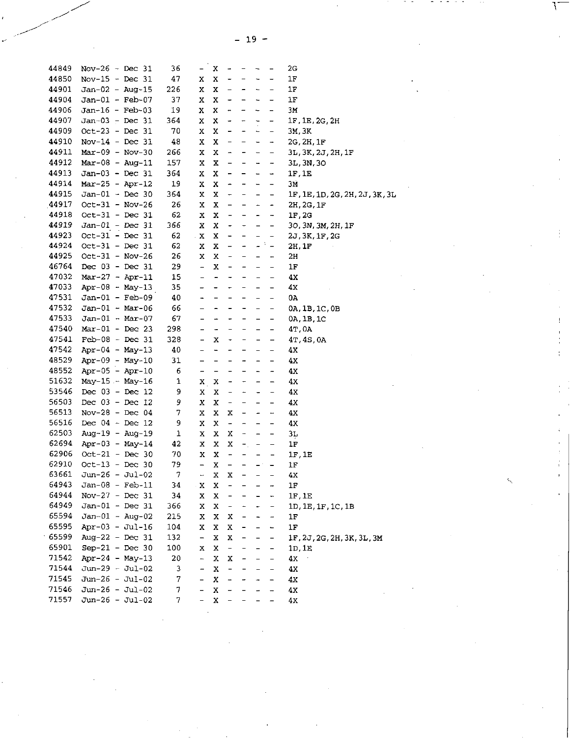| | | | | | | | | | |
|---|---|---|---|---|---|---|---|---|---|
| 44849 | Nov-26 - Dec 31 | 36 | - | X | - | - | - | - | 2G |
| 44850 | Nov-15 - Dec 31 | 47 | X | X | - | - | - | - | 1F |
| 44901 | Jan-02 - Aug-15 | 226 | X | X | - | - | - | - | 1F |
| 44904 | Jan-01 - Feb-07 | 37 | X | X | - | - | - | - | 1F |
| 44906 | Jan-16 - Feb-03 | 19 | X | X | - | - | - | - | 3M |
| 44907 | Jan-03 - Dec 31 | 364 | X | X | - | - | - | - | 1F,1E,2G,2H |
| 44909 | Oct-23 - Dec 31 | 70 | X | X | - | - | - | - | 3M,3K |
| 44910 | Nov-14 - Dec 31 | 48 | X | X | - | - | - | - | 2G,2H,1F |
| 44911 | Mar-09 - Nov-30 | 266 | X | X | - | - | - | - | 3L,3K,2J,2H,1F |
| 44912 | Mar-08 - Aug-11 | 157 | X | X | - | - | - | - | 3L,3N,3O |
| 44913 | Jan-03 - Dec 31 | 364 | X | X | - | - | - | - | 1F,1E |
| 44914 | Mar-25 - Apr-12 | 19 | X | X | - | - | - | - | 3M |
| 44915 | Jan-01 - Dec 30 | 364 | X | X | - | - | - | - | 1F,1E,1D,2G,2H,2J,3K,3L |
| 44917 | Oct-31 - Nov-26 | 26 | X | X | - | - | - | - | 2H,2G,1F |
| 44918 | Oct-31 - Dec 31 | 62 | X | X | - | - | - | - | 1F,2G |
| 44919 | Jan-01 - Dec 31 | 366 | X | X | - | - | - | - | 3O,3N,3M,2H,1F |
| 44923 | Oct-31 - Dec 31 | 62 | X | X | - | - | - | - | 2J,3K,1F,2G |
| 44924 | Oct-31 - Dec 31 | 62 | X | X | - | - | - | - | 2H,1F |
| 44925 | Oct-31 - Nov-26 | 26 | X | X | - | - | - | - | 2H |
| 46764 | Dec 03 - Dec 31 | 29 | - | X | - | - | - | - | 1F |
| 47032 | Mar-27 - Apr-11 | 15 | - | - | - | - | - | - | 4X |
| 47033 | Apr-08 - May-13 | 35 | - | - | - | - | - | - | 4X |
| 47531 | Jan-01 - Feb-09 | 40 | - | - | - | - | - | - | 0A |
| 47532 | Jan-01 - Mar-06 | 66 | - | - | - | - | - | - | 0A,1B,1C,0B |
| 47533 | Jan-01 - Mar-07 | 67 | - | - | - | - | - | - | 0A,1B,1C |
| 47540 | Mar-01 - Dec 23 | 298 | - | - | - | - | - | - | 4T,0A |
| 47541 | Feb-08 - Dec 31 | 328 | - | X | - | - | - | - | 4T,4S,0A |
| 47542 | Apr-04 - May-13 | 40 | - | - | - | - | - | - | 4X |
| 48529 | Apr-09 - May-10 | 31 | - | - | - | - | - | - | 4X |
| 48552 | Apr-05 - Apr-10 | 6 | - | - | - | - | - | - | 4X |
| 51632 | May-15 - May-16 | 1 | X | X | - | - | - | - | 4X |
| 53546 | Dec 03 - Dec 12 | 9 | X | X | - | - | - | - | 4X |
| 56503 | Dec 03 - Dec 12 | 9 | X | X | - | - | - | - | 4X |
| 56513 | Nov-28 - Dec 04 | 7 | X | X | X | - | - | - | 4X |
| 56516 | Dec 04 - Dec 12 | 9 | X | X | - | - | - | - | 4X |
| 62503 | Aug-19 - Aug-19 | 1 | X | X | X | - | - | - | 3L |
| 62694 | Apr-03 - May-14 | 42 | X | X | X | - | - | - | 1F |
| 62906 | Oct-21 - Dec 30 | 70 | X | X | - | - | - | - | 1F,1E |
| 62910 | Oct-13 - Dec 30 | 79 | - | X | - | - | - | - | 1F |
| 63661 | Jun-26 - Jul-02 | 7 | - | X | X | - | - | - | 4X |
| 64943 | Jan-08 - Feb-11 | 34 | X | X | - | - | - | - | 1F |
| 64944 | Nov-27 - Dec 31 | 34 | X | X | - | - | - | - | 1F,1E |
| 64949 | Jan-01 - Dec 31 | 366 | X | X | - | - | - | - | 1D,1E,1F,1C,1B |
| 65594 | Jan-01 - Aug-02 | 215 | X | X | X | - | - | - | 1F |
| 65595 | Apr-03 - Jul-16 | 104 | X | X | X | - | - | - | 1F |
| 65599 | Aug-22 - Dec 31 | 132 | - | X | X | - | - | - | 1F,2J,2G,2H,3K,3L,3M |
| 65901 | Sep-21 - Dec 30 | 100 | X | X | - | - | - | - | 1D,1E |
| 71542 | Apr-24 - May-13 | 20 | - | X | X | - | - | - | 4X |
| 71544 | Jun-29 - Jul-02 | 3 | - | X | - | - | - | - | 4X |
| 71545 | Jun-26 - Jul-02 | 7 | - | X | - | - | - | - | 4X |
| 71546 | Jun-26 - Jul-02 | 7 | - | X | - | - | - | - | 4X |
| 71557 | Jun-26 - Jul-02 | 7 | - | X | - | - | - | - | 4X |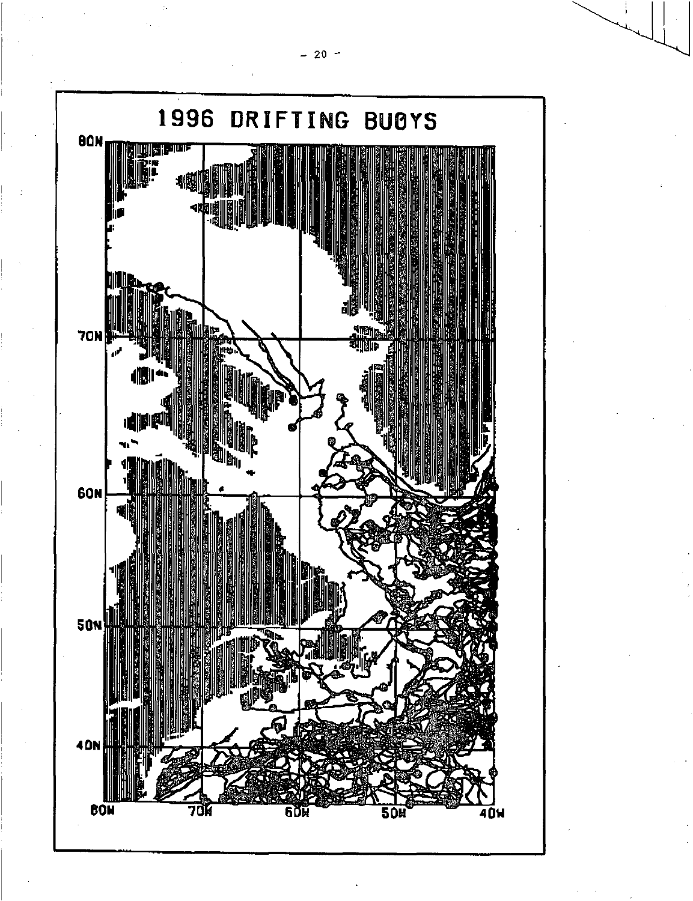# 1996 DRIFTING BUOYS

80N

70N

60N

50N

40N

80W 70W 60W 50W 40W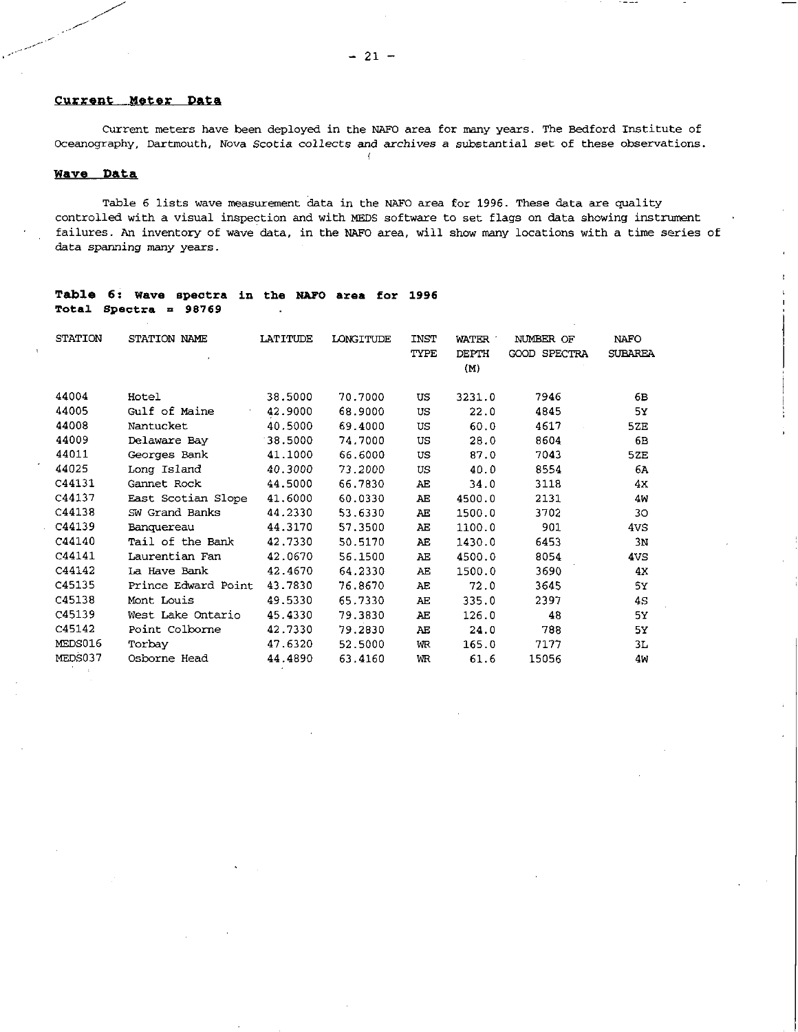## Current Meter Data

Current meters have been deployed in the NAFO area for many years. The Bedford Institute of Oceanography, Dartmouth, Nova Scotia collects and archives a substantial set of these observations.

## Wave Data

Table 6 lists wave measurement data in the NAFO area for 1996. These data are quality controlled with a visual inspection and with MEDS software to set flags on data showing instrument failures. An inventory of wave data, in the NAFO area, will show many locations with a time series of data spanning many years.

**Table 6: Wave spectra in the NAFO area for 1996**
**Total Spectra = 98769**

| STATION | STATION NAME | LATITUDE | LONGITUDE | INST TYPE | WATER DEPTH (M) | NUMBER OF GOOD SPECTRA | NAFO SUBAREA |
|---|---|---|---|---|---|---|---|
| 44004 | Hotel | 38.5000 | 70.7000 | US | 3231.0 | 7946 | 6B |
| 44005 | Gulf of Maine | 42.9000 | 68.9000 | US | 22.0 | 4845 | 5Y |
| 44008 | Nantucket | 40.5000 | 69.4000 | US | 60.0 | 4617 | 5ZE |
| 44009 | Delaware Bay | 38.5000 | 74.7000 | US | 28.0 | 8604 | 6B |
| 44011 | Georges Bank | 41.1000 | 66.6000 | US | 87.0 | 7043 | 5ZE |
| 44025 | Long Island | 40.3000 | 73.2000 | US | 40.0 | 8554 | 6A |
| C44131 | Gannet Rock | 44.5000 | 66.7830 | AE | 34.0 | 3118 | 4X |
| C44137 | East Scotian Slope | 41.6000 | 60.0330 | AE | 4500.0 | 2131 | 4W |
| C44138 | SW Grand Banks | 44.2330 | 53.6330 | AE | 1500.0 | 3702 | 3O |
| C44139 | Banquereau | 44.3170 | 57.3500 | AE | 1100.0 | 901 | 4VS |
| C44140 | Tail of the Bank | 42.7330 | 50.5170 | AE | 1430.0 | 6453 | 3N |
| C44141 | Laurentian Fan | 42.0670 | 56.1500 | AE | 4500.0 | 8054 | 4VS |
| C44142 | La Have Bank | 42.4670 | 64.2330 | AE | 1500.0 | 3690 | 4X |
| C45135 | Prince Edward Point | 43.7830 | 76.8670 | AE | 72.0 | 3645 | 5Y |
| C45138 | Mont Louis | 49.5330 | 65.7330 | AE | 335.0 | 2397 | 4S |
| C45139 | West Lake Ontario | 45.4330 | 79.3830 | AE | 126.0 | 48 | 5Y |
| C45142 | Point Colborne | 42.7330 | 79.2830 | AE | 24.0 | 788 | 5Y |
| MEDS016 | Torbay | 47.6320 | 52.5000 | WR | 165.0 | 7177 | 3L |
| MEDS037 | Osborne Head | 44.4890 | 63.4160 | WR | 61.6 | 15056 | 4W |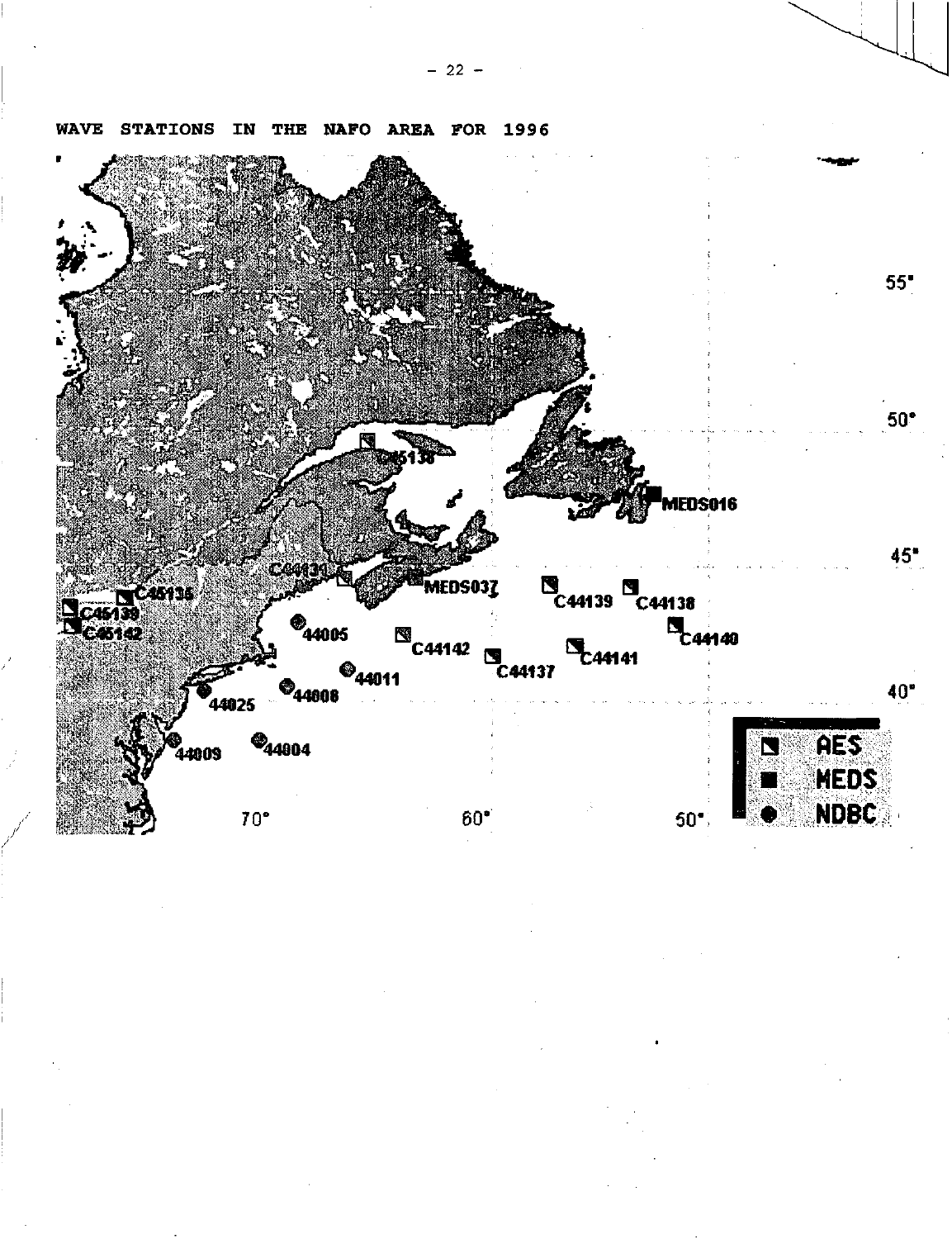WAVE STATIONS IN THE NAFO AREA FOR 1996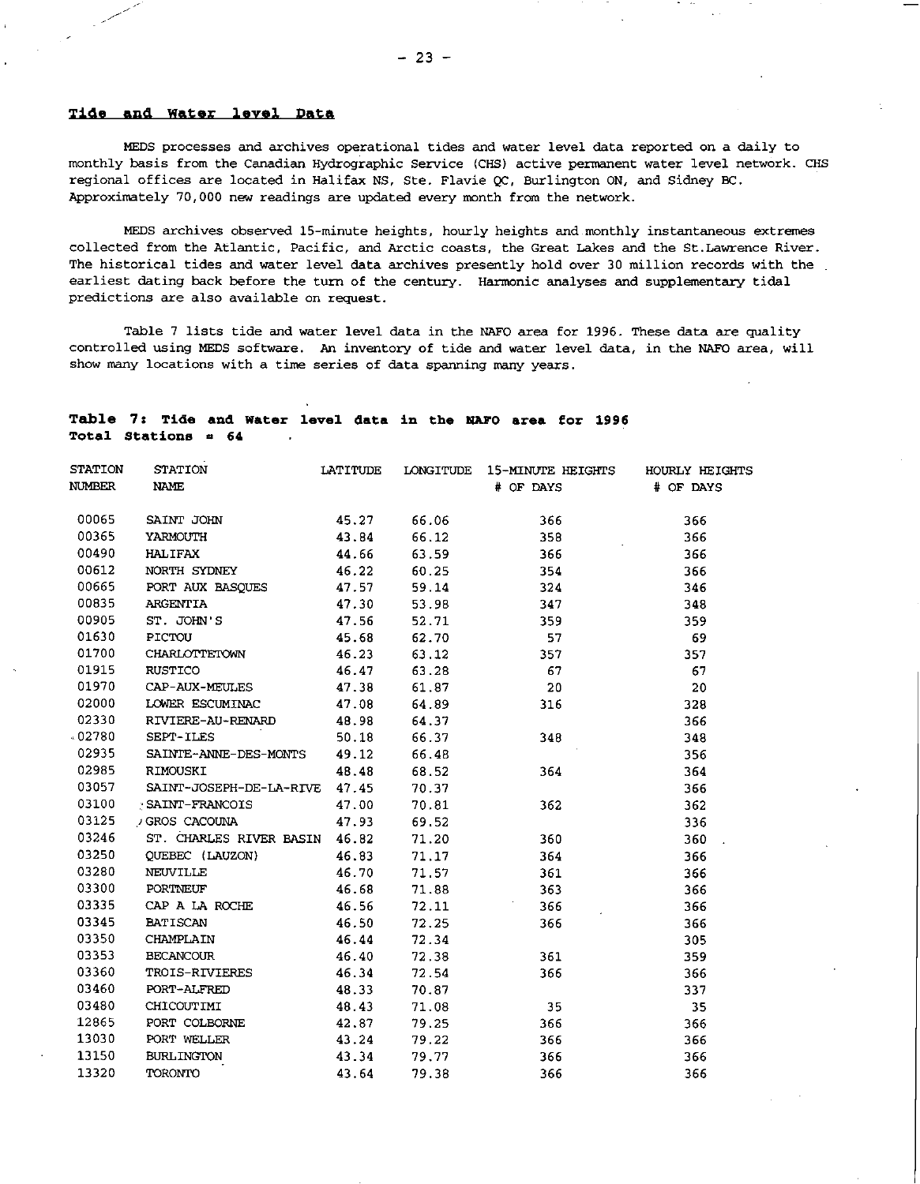## Tide and Water level Data

MEDS processes and archives operational tides and water level data reported on a daily to monthly basis from the Canadian Hydrographic Service (CHS) active permanent water level network. CHS regional offices are located in Halifax NS, Ste. Flavie QC, Burlington ON, and Sidney BC. Approximately 70,000 new readings are updated every month from the network.

MEDS archives observed 15-minute heights, hourly heights and monthly instantaneous extremes collected from the Atlantic, Pacific, and Arctic coasts, the Great Lakes and the St.Lawrence River. The historical tides and water level data archives presently hold over 30 million records with the earliest dating back before the turn of the century. Harmonic analyses and supplementary tidal predictions are also available on request.

Table 7 lists tide and water level data in the NAFO area for 1996. These data are quality controlled using MEDS software. An inventory of tide and water level data, in the NAFO area, will show many locations with a time series of data spanning many years.

**Table 7: Tide and Water level data in the NAFO area for 1996**
**Total Stations = 64**

| STATION NUMBER | STATION NAME | LATITUDE | LONGITUDE | 15-MINUTE HEIGHTS # OF DAYS | HOURLY HEIGHTS # OF DAYS |
|---|---|---|---|---|---|
| 00065 | SAINT JOHN | 45.27 | 66.06 | 366 | 366 |
| 00365 | YARMOUTH | 43.84 | 66.12 | 358 | 366 |
| 00490 | HALIFAX | 44.66 | 63.59 | 366 | 366 |
| 00612 | NORTH SYDNEY | 46.22 | 60.25 | 354 | 366 |
| 00665 | PORT AUX BASQUES | 47.57 | 59.14 | 324 | 346 |
| 00835 | ARGENTIA | 47.30 | 53.98 | 347 | 348 |
| 00905 | ST. JOHN'S | 47.56 | 52.71 | 359 | 359 |
| 01630 | PICTOU | 45.68 | 62.70 | 57 | 69 |
| 01700 | CHARLOTTETOWN | 46.23 | 63.12 | 357 | 357 |
| 01915 | RUSTICO | 46.47 | 63.28 | 67 | 67 |
| 01970 | CAP-AUX-MEULES | 47.38 | 61.87 | 20 | 20 |
| 02000 | LOWER ESCUMINAC | 47.08 | 64.89 | 316 | 328 |
| 02330 | RIVIERE-AU-RENARD | 48.98 | 64.37 | | 366 |
| 02780 | SEPT-ILES | 50.18 | 66.37 | 348 | 348 |
| 02935 | SAINTE-ANNE-DES-MONTS | 49.12 | 66.48 | | 356 |
| 02985 | RIMOUSKI | 48.48 | 68.52 | 364 | 364 |
| 03057 | SAINT-JOSEPH-DE-LA-RIVE | 47.45 | 70.37 | | 366 |
| 03100 | SAINT-FRANCOIS | 47.00 | 70.81 | 362 | 362 |
| 03125 | GROS CACOUNA | 47.93 | 69.52 | | 336 |
| 03246 | ST. CHARLES RIVER BASIN | 46.82 | 71.20 | 360 | 360 |
| 03250 | QUEBEC (LAUZON) | 46.83 | 71.17 | 364 | 366 |
| 03280 | NEUVILLE | 46.70 | 71.57 | 361 | 366 |
| 03300 | PORTNEUF | 46.68 | 71.88 | 363 | 366 |
| 03335 | CAP A LA ROCHE | 46.56 | 72.11 | 366 | 366 |
| 03345 | BATISCAN | 46.50 | 72.25 | 366 | 366 |
| 03350 | CHAMPLAIN | 46.44 | 72.34 | | 305 |
| 03353 | BECANCOUR | 46.40 | 72.38 | 361 | 359 |
| 03360 | TROIS-RIVIERES | 46.34 | 72.54 | 366 | 366 |
| 03460 | PORT-ALFRED | 48.33 | 70.87 | | 337 |
| 03480 | CHICOUTIMI | 48.43 | 71.08 | 35 | 35 |
| 12865 | PORT COLBORNE | 42.87 | 79.25 | 366 | 366 |
| 13030 | PORT WELLER | 43.24 | 79.22 | 366 | 366 |
| 13150 | BURLINGTON | 43.34 | 79.77 | 366 | 366 |
| 13320 | TORONTO | 43.64 | 79.38 | 366 | 366 |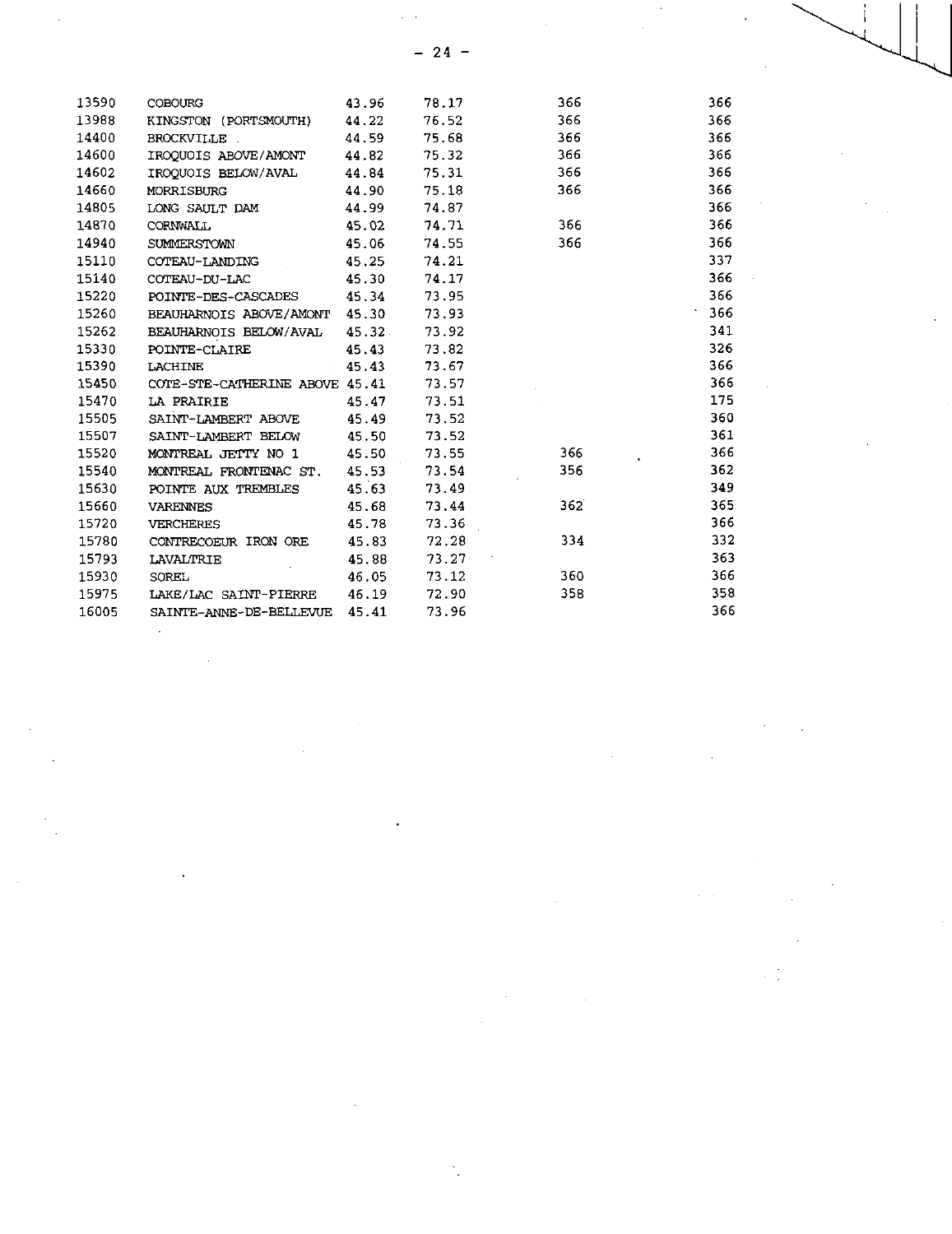| | | | | | |
|---|---|---|---|---|---|
| 13590 | COBOURG | 43.96 | 78.17 | 366 | 366 |
| 13988 | KINGSTON (PORTSMOUTH) | 44.22 | 76.52 | 366 | 366 |
| 14400 | BROCKVILLE | 44.59 | 75.68 | 366 | 366 |
| 14600 | IROQUOIS ABOVE/AMONT | 44.82 | 75.32 | 366 | 366 |
| 14602 | IROQUOIS BELOW/AVAL | 44.84 | 75.31 | 366 | 366 |
| 14660 | MORRISBURG | 44.90 | 75.18 | 366 | 366 |
| 14805 | LONG SAULT DAM | 44.99 | 74.87 | | 366 |
| 14870 | CORNWALL | 45.02 | 74.71 | 366 | 366 |
| 14940 | SUMMERSTOWN | 45.06 | 74.55 | 366 | 366 |
| 15110 | COTEAU-LANDING | 45.25 | 74.21 | | 337 |
| 15140 | COTEAU-DU-LAC | 45.30 | 74.17 | | 366 |
| 15220 | POINTE-DES-CASCADES | 45.34 | 73.95 | | 366 |
| 15260 | BEAUHARNOIS ABOVE/AMONT | 45.30 | 73.93 | | 366 |
| 15262 | BEAUHARNOIS BELOW/AVAL | 45.32 | 73.92 | | 341 |
| 15330 | POINTE-CLAIRE | 45.43 | 73.82 | | 326 |
| 15390 | LACHINE | 45.43 | 73.67 | | 366 |
| 15450 | COTE-STE-CATHERINE ABOVE | 45.41 | 73.57 | | 366 |
| 15470 | LA PRAIRIE | 45.47 | 73.51 | | 175 |
| 15505 | SAINT-LAMBERT ABOVE | 45.49 | 73.52 | | 360 |
| 15507 | SAINT-LAMBERT BELOW | 45.50 | 73.52 | | 361 |
| 15520 | MONTREAL JETTY NO 1 | 45.50 | 73.55 | 366 | 366 |
| 15540 | MONTREAL FRONTENAC ST. | 45.53 | 73.54 | 356 | 362 |
| 15630 | POINTE AUX TREMBLES | 45.63 | 73.49 | | 349 |
| 15660 | VARENNES | 45.68 | 73.44 | 362 | 365 |
| 15720 | VERCHERES | 45.78 | 73.36 | | 366 |
| 15780 | CONTRECOEUR IRON ORE | 45.83 | 72.28 | 334 | 332 |
| 15793 | LAVALTRIE | 45.88 | 73.27 | | 363 |
| 15930 | SOREL | 46.05 | 73.12 | 360 | 366 |
| 15975 | LAKE/LAC SAINT-PIERRE | 46.19 | 72.90 | 358 | 358 |
| 16005 | SAINTE-ANNE-DE-BELLEVUE | 45.41 | 73.96 | | 366 |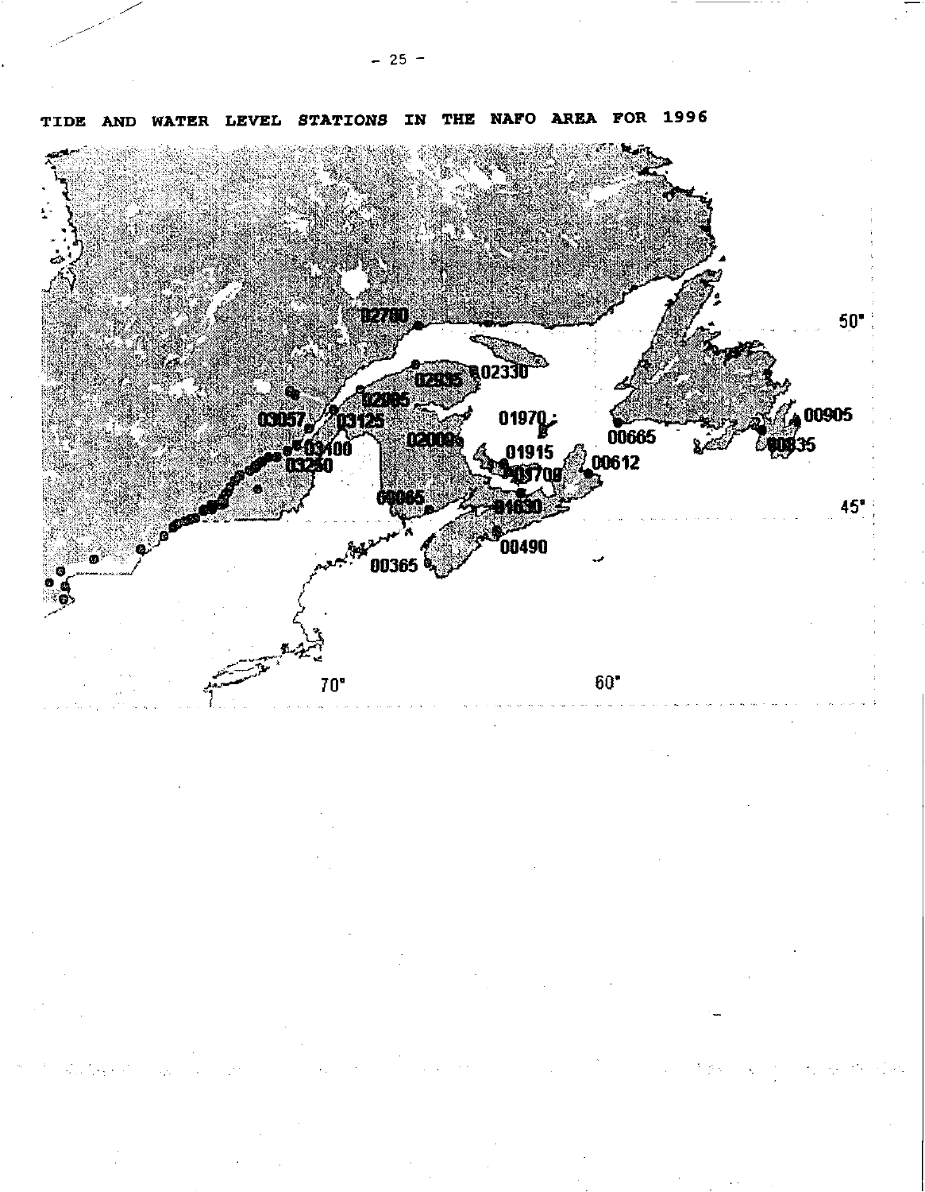TIDE AND WATER LEVEL STATIONS IN THE NAFO AREA FOR 1996

02780

50°

02935

02330

02985

03057

03125

01970

00665

00905

02000

03100

01915

00835

03250

01700

00612

00065

01630

45°

00490

00365

70°

60°